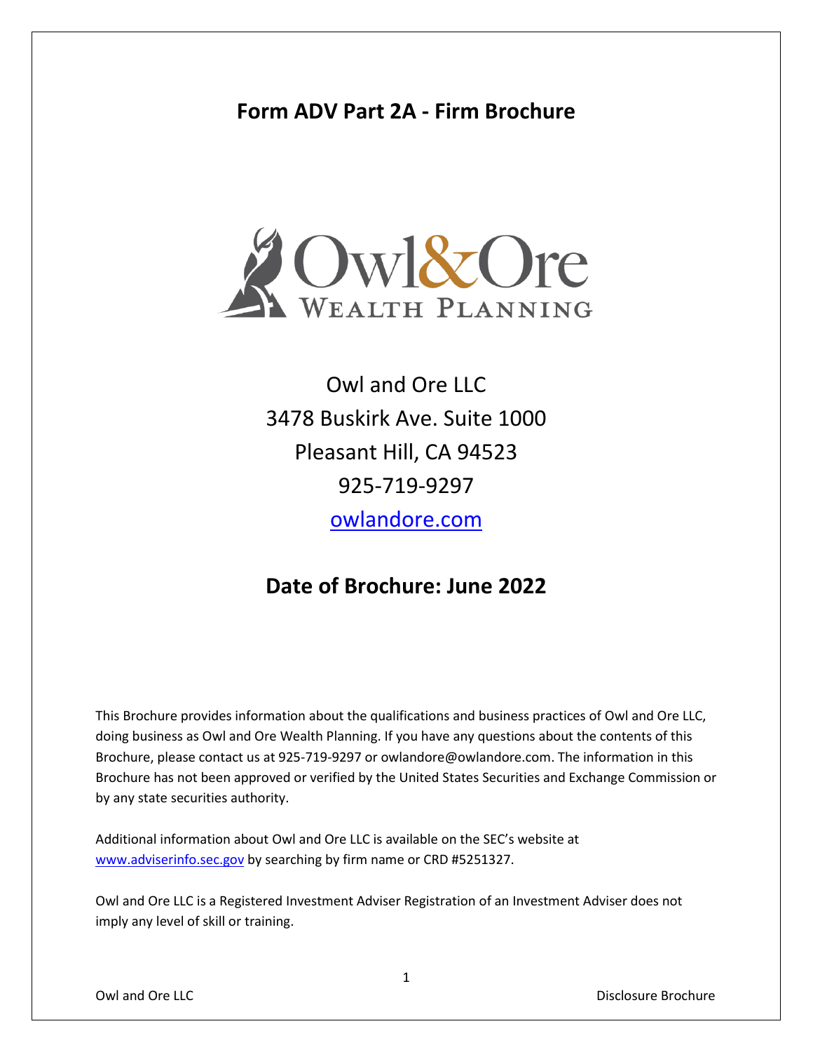# Form ADV Part 2A - Firm Brochure

Owl&Ore
WEALTH PLANNING

Owl and Ore LLC
3478 Buskirk Ave. Suite 1000
Pleasant Hill, CA 94523
925-719-9297
owlandore.com

## Date of Brochure: June 2022

This Brochure provides information about the qualifications and business practices of Owl and Ore LLC, doing business as Owl and Ore Wealth Planning. If you have any questions about the contents of this Brochure, please contact us at 925-719-9297 or owlandore@owlandore.com. The information in this Brochure has not been approved or verified by the United States Securities and Exchange Commission or by any state securities authority.

Additional information about Owl and Ore LLC is available on the SEC's website at www.adviserinfo.sec.gov by searching by firm name or CRD #5251327.

Owl and Ore LLC is a Registered Investment Adviser Registration of an Investment Adviser does not imply any level of skill or training.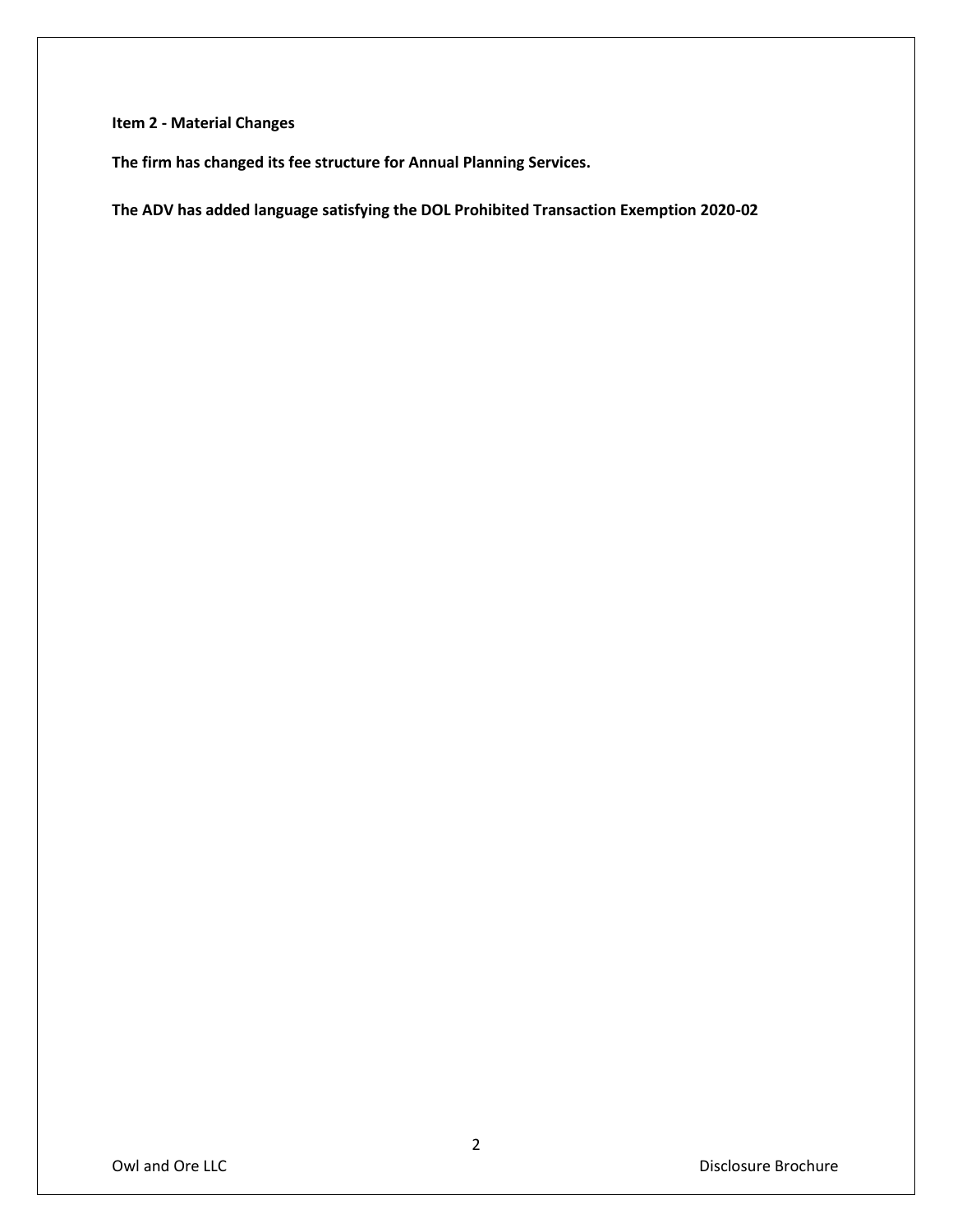## Item 2 - Material Changes

**The firm has changed its fee structure for Annual Planning Services.**

**The ADV has added language satisfying the DOL Prohibited Transaction Exemption 2020-02**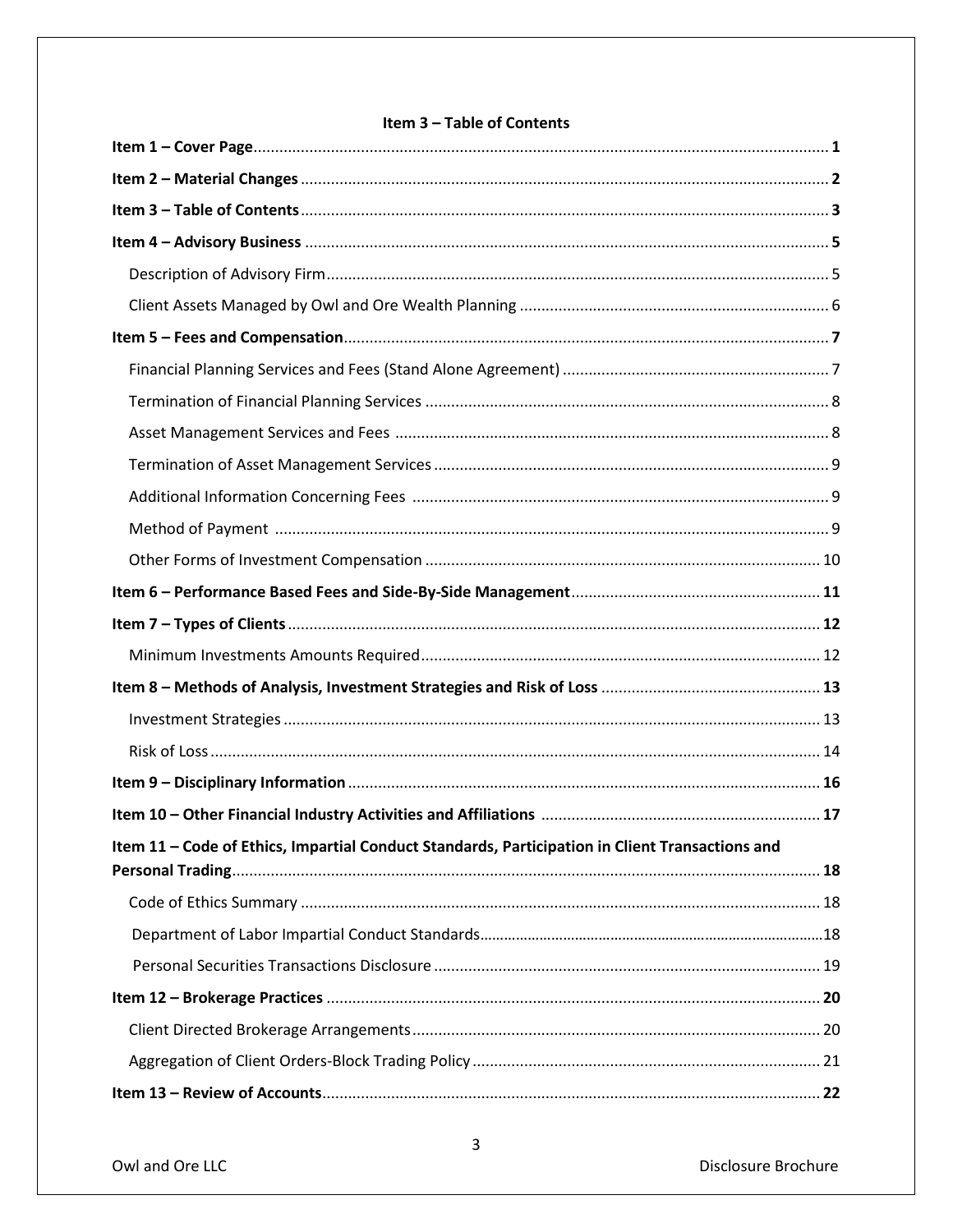## Item 3 – Table of Contents

**Item 1 – Cover Page** .......... **1**

**Item 2 – Material Changes** .......... **2**

**Item 3 – Table of Contents** .......... **3**

**Item 4 – Advisory Business** .......... **5**

- Description of Advisory Firm .......... 5
- Client Assets Managed by Owl and Ore Wealth Planning .......... 6

**Item 5 – Fees and Compensation** .......... **7**

- Financial Planning Services and Fees (Stand Alone Agreement) .......... 7
- Termination of Financial Planning Services .......... 8
- Asset Management Services and Fees .......... 8
- Termination of Asset Management Services .......... 9
- Additional Information Concerning Fees .......... 9
- Method of Payment .......... 9
- Other Forms of Investment Compensation .......... 10

**Item 6 – Performance Based Fees and Side-By-Side Management** .......... **11**

**Item 7 – Types of Clients** .......... **12**

- Minimum Investments Amounts Required .......... 12

**Item 8 – Methods of Analysis, Investment Strategies and Risk of Loss** .......... **13**

- Investment Strategies .......... 13
- Risk of Loss .......... 14

**Item 9 – Disciplinary Information** .......... **16**

**Item 10 – Other Financial Industry Activities and Affiliations** .......... **17**

**Item 11 – Code of Ethics, Impartial Conduct Standards, Participation in Client Transactions and Personal Trading** .......... **18**

- Code of Ethics Summary .......... 18
- Department of Labor Impartial Conduct Standards .......... 18
- Personal Securities Transactions Disclosure .......... 19

**Item 12 – Brokerage Practices** .......... **20**

- Client Directed Brokerage Arrangements .......... 20
- Aggregation of Client Orders-Block Trading Policy .......... 21

**Item 13 – Review of Accounts** .......... **22**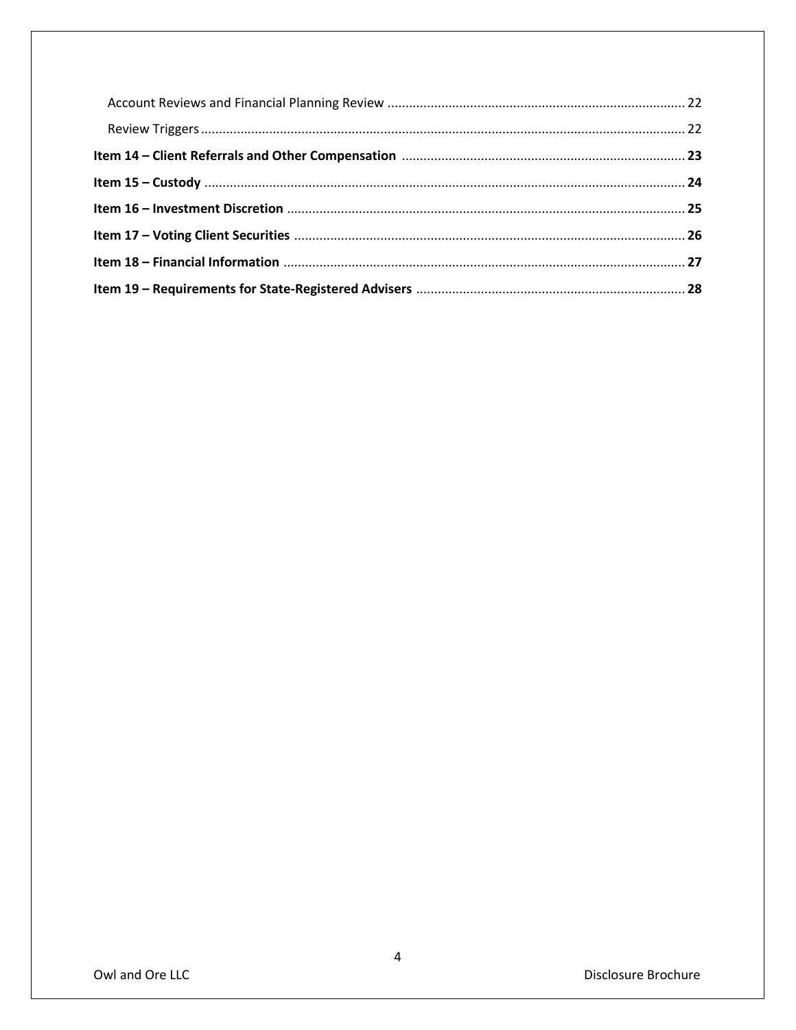Account Reviews and Financial Planning Review ........................................................................................ 22

Review Triggers ............................................................................................................................................ 22

**Item 14 – Client Referrals and Other Compensation** ................................................................................ **23**

**Item 15 – Custody** ........................................................................................................................................ **24**

**Item 16 – Investment Discretion** ................................................................................................................. **25**

**Item 17 – Voting Client Securities** ............................................................................................................... **26**

**Item 18 – Financial Information** .................................................................................................................. **27**

**Item 19 – Requirements for State-Registered Advisers** ............................................................................ **28**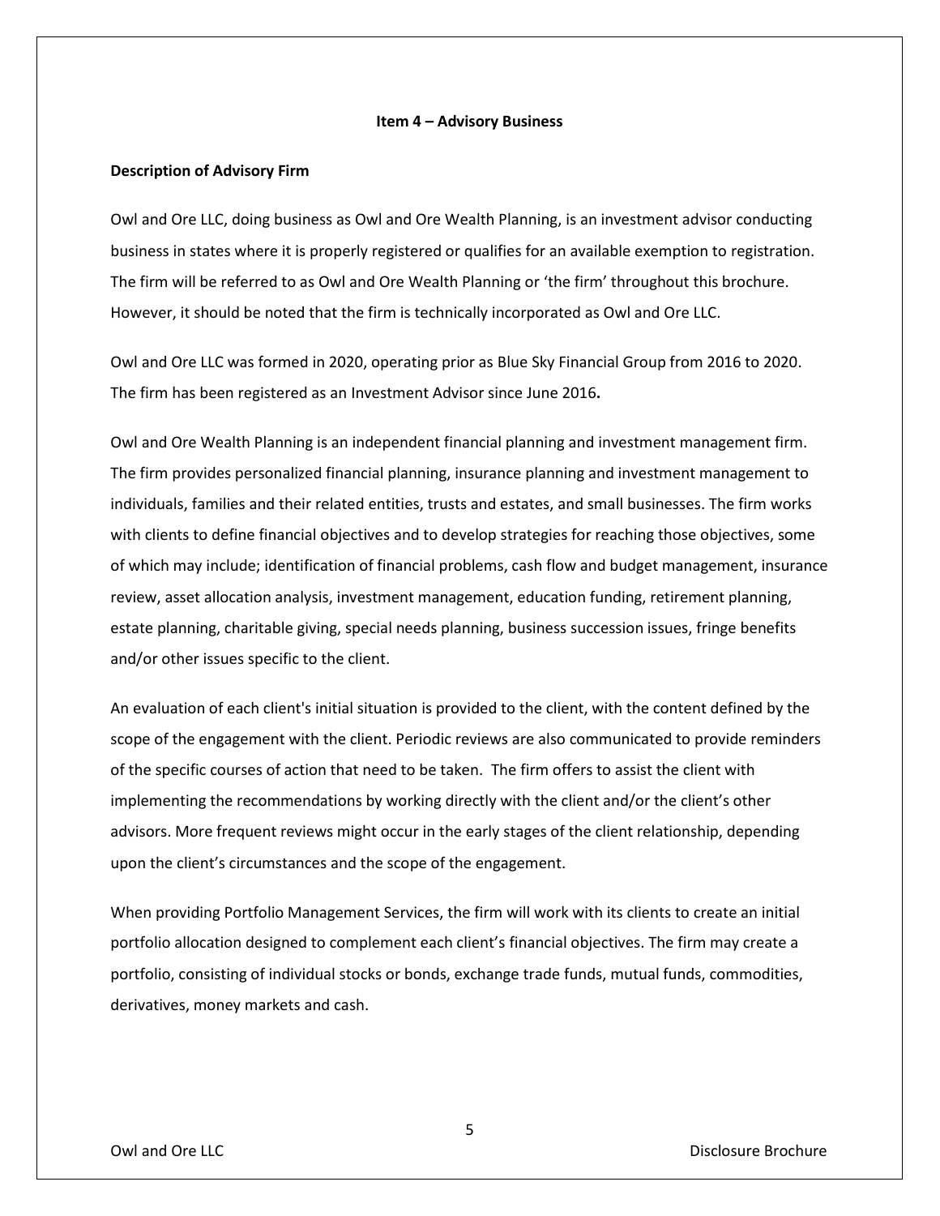## Item 4 – Advisory Business

### Description of Advisory Firm

Owl and Ore LLC, doing business as Owl and Ore Wealth Planning, is an investment advisor conducting business in states where it is properly registered or qualifies for an available exemption to registration. The firm will be referred to as Owl and Ore Wealth Planning or 'the firm' throughout this brochure. However, it should be noted that the firm is technically incorporated as Owl and Ore LLC.

Owl and Ore LLC was formed in 2020, operating prior as Blue Sky Financial Group from 2016 to 2020. The firm has been registered as an Investment Advisor since June 2016**.**

Owl and Ore Wealth Planning is an independent financial planning and investment management firm. The firm provides personalized financial planning, insurance planning and investment management to individuals, families and their related entities, trusts and estates, and small businesses. The firm works with clients to define financial objectives and to develop strategies for reaching those objectives, some of which may include; identification of financial problems, cash flow and budget management, insurance review, asset allocation analysis, investment management, education funding, retirement planning, estate planning, charitable giving, special needs planning, business succession issues, fringe benefits and/or other issues specific to the client.

An evaluation of each client's initial situation is provided to the client, with the content defined by the scope of the engagement with the client. Periodic reviews are also communicated to provide reminders of the specific courses of action that need to be taken. The firm offers to assist the client with implementing the recommendations by working directly with the client and/or the client's other advisors. More frequent reviews might occur in the early stages of the client relationship, depending upon the client's circumstances and the scope of the engagement.

When providing Portfolio Management Services, the firm will work with its clients to create an initial portfolio allocation designed to complement each client's financial objectives. The firm may create a portfolio, consisting of individual stocks or bonds, exchange trade funds, mutual funds, commodities, derivatives, money markets and cash.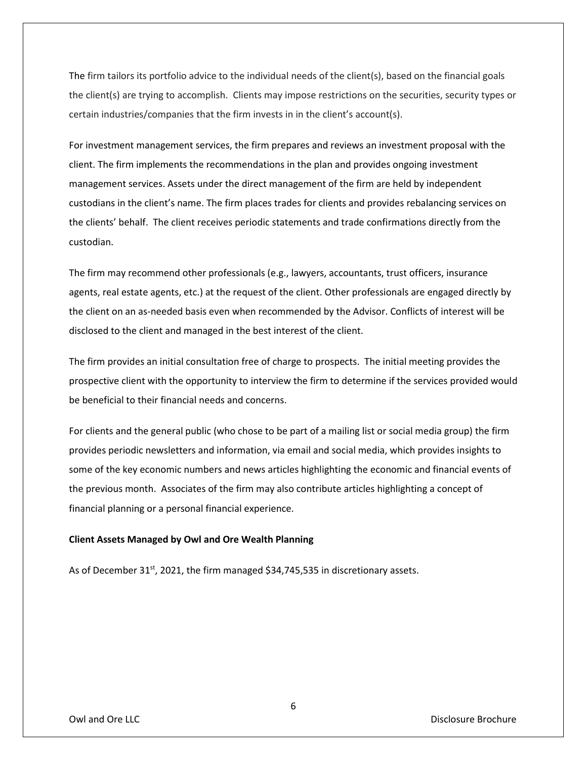The firm tailors its portfolio advice to the individual needs of the client(s), based on the financial goals the client(s) are trying to accomplish. Clients may impose restrictions on the securities, security types or certain industries/companies that the firm invests in in the client's account(s).

For investment management services, the firm prepares and reviews an investment proposal with the client. The firm implements the recommendations in the plan and provides ongoing investment management services. Assets under the direct management of the firm are held by independent custodians in the client's name. The firm places trades for clients and provides rebalancing services on the clients' behalf. The client receives periodic statements and trade confirmations directly from the custodian.

The firm may recommend other professionals (e.g., lawyers, accountants, trust officers, insurance agents, real estate agents, etc.) at the request of the client. Other professionals are engaged directly by the client on an as-needed basis even when recommended by the Advisor. Conflicts of interest will be disclosed to the client and managed in the best interest of the client.

The firm provides an initial consultation free of charge to prospects. The initial meeting provides the prospective client with the opportunity to interview the firm to determine if the services provided would be beneficial to their financial needs and concerns.

For clients and the general public (who chose to be part of a mailing list or social media group) the firm provides periodic newsletters and information, via email and social media, which provides insights to some of the key economic numbers and news articles highlighting the economic and financial events of the previous month. Associates of the firm may also contribute articles highlighting a concept of financial planning or a personal financial experience.

**Client Assets Managed by Owl and Ore Wealth Planning**

As of December 31st, 2021, the firm managed $34,745,535 in discretionary assets.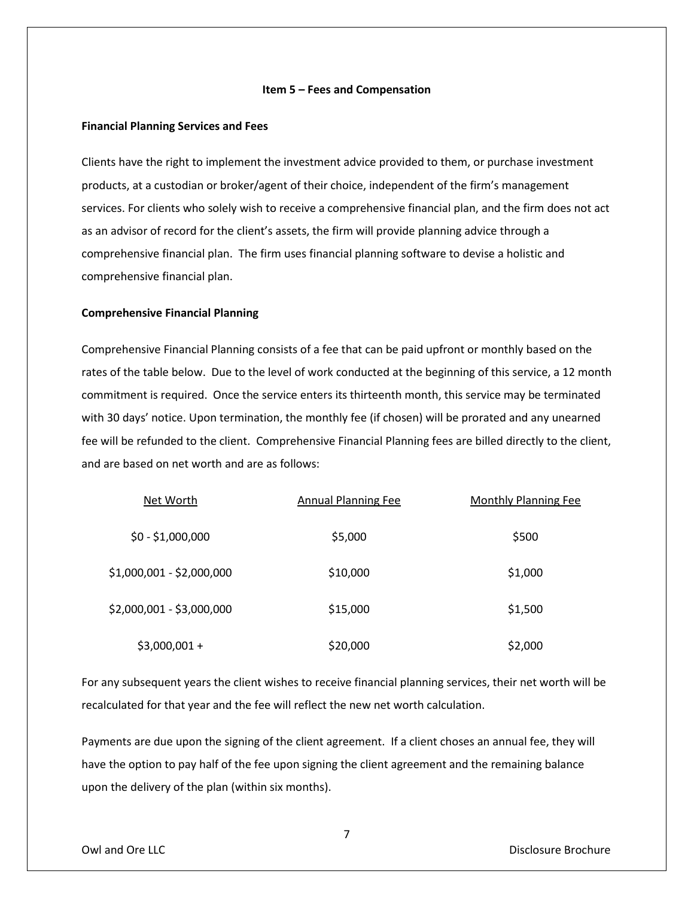### Item 5 – Fees and Compensation

**Financial Planning Services and Fees**

Clients have the right to implement the investment advice provided to them, or purchase investment products, at a custodian or broker/agent of their choice, independent of the firm's management services. For clients who solely wish to receive a comprehensive financial plan, and the firm does not act as an advisor of record for the client's assets, the firm will provide planning advice through a comprehensive financial plan. The firm uses financial planning software to devise a holistic and comprehensive financial plan.

**Comprehensive Financial Planning**

Comprehensive Financial Planning consists of a fee that can be paid upfront or monthly based on the rates of the table below. Due to the level of work conducted at the beginning of this service, a 12 month commitment is required. Once the service enters its thirteenth month, this service may be terminated with 30 days' notice. Upon termination, the monthly fee (if chosen) will be prorated and any unearned fee will be refunded to the client. Comprehensive Financial Planning fees are billed directly to the client, and are based on net worth and are as follows:

| Net Worth | Annual Planning Fee | Monthly Planning Fee |
|---|---|---|
| $0 - $1,000,000 | $5,000 | $500 |
| $1,000,001 - $2,000,000 | $10,000 | $1,000 |
| $2,000,001 - $3,000,000 | $15,000 | $1,500 |
| $3,000,001 + | $20,000 | $2,000 |

For any subsequent years the client wishes to receive financial planning services, their net worth will be recalculated for that year and the fee will reflect the new net worth calculation.

Payments are due upon the signing of the client agreement. If a client choses an annual fee, they will have the option to pay half of the fee upon signing the client agreement and the remaining balance upon the delivery of the plan (within six months).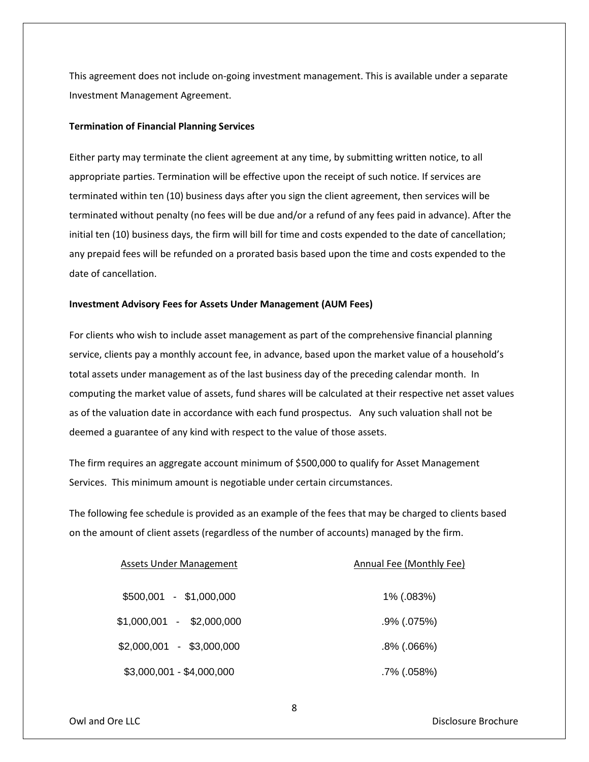This agreement does not include on-going investment management. This is available under a separate Investment Management Agreement.

**Termination of Financial Planning Services**

Either party may terminate the client agreement at any time, by submitting written notice, to all appropriate parties. Termination will be effective upon the receipt of such notice. If services are terminated within ten (10) business days after you sign the client agreement, then services will be terminated without penalty (no fees will be due and/or a refund of any fees paid in advance). After the initial ten (10) business days, the firm will bill for time and costs expended to the date of cancellation; any prepaid fees will be refunded on a prorated basis based upon the time and costs expended to the date of cancellation.

**Investment Advisory Fees for Assets Under Management (AUM Fees)**

For clients who wish to include asset management as part of the comprehensive financial planning service, clients pay a monthly account fee, in advance, based upon the market value of a household's total assets under management as of the last business day of the preceding calendar month. In computing the market value of assets, fund shares will be calculated at their respective net asset values as of the valuation date in accordance with each fund prospectus. Any such valuation shall not be deemed a guarantee of any kind with respect to the value of those assets.

The firm requires an aggregate account minimum of $500,000 to qualify for Asset Management Services. This minimum amount is negotiable under certain circumstances.

The following fee schedule is provided as an example of the fees that may be charged to clients based on the amount of client assets (regardless of the number of accounts) managed by the firm.

| Assets Under Management | Annual Fee (Monthly Fee) |
|---|---|
| $500,001 - $1,000,000 | 1% (.083%) |
| $1,000,001 - $2,000,000 | .9% (.075%) |
| $2,000,001 - $3,000,000 | .8% (.066%) |
| $3,000,001 - $4,000,000 | .7% (.058%) |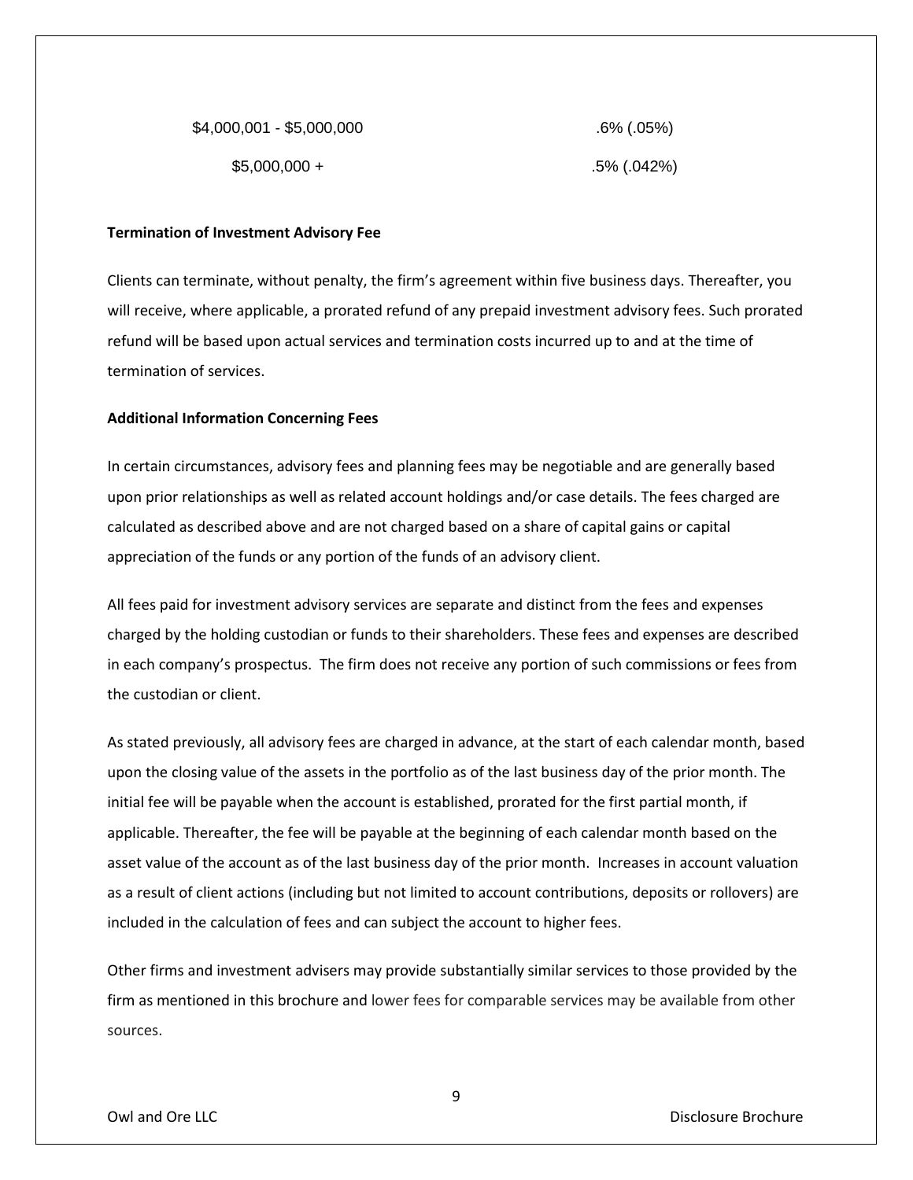| | |
|---|---|
| \$4,000,001 - \$5,000,000 | .6% (.05%) |
| \$5,000,000 + | .5% (.042%) |

**Termination of Investment Advisory Fee**

Clients can terminate, without penalty, the firm's agreement within five business days. Thereafter, you will receive, where applicable, a prorated refund of any prepaid investment advisory fees. Such prorated refund will be based upon actual services and termination costs incurred up to and at the time of termination of services.

**Additional Information Concerning Fees**

In certain circumstances, advisory fees and planning fees may be negotiable and are generally based upon prior relationships as well as related account holdings and/or case details. The fees charged are calculated as described above and are not charged based on a share of capital gains or capital appreciation of the funds or any portion of the funds of an advisory client.

All fees paid for investment advisory services are separate and distinct from the fees and expenses charged by the holding custodian or funds to their shareholders. These fees and expenses are described in each company's prospectus. The firm does not receive any portion of such commissions or fees from the custodian or client.

As stated previously, all advisory fees are charged in advance, at the start of each calendar month, based upon the closing value of the assets in the portfolio as of the last business day of the prior month. The initial fee will be payable when the account is established, prorated for the first partial month, if applicable. Thereafter, the fee will be payable at the beginning of each calendar month based on the asset value of the account as of the last business day of the prior month. Increases in account valuation as a result of client actions (including but not limited to account contributions, deposits or rollovers) are included in the calculation of fees and can subject the account to higher fees.

Other firms and investment advisers may provide substantially similar services to those provided by the firm as mentioned in this brochure and lower fees for comparable services may be available from other sources.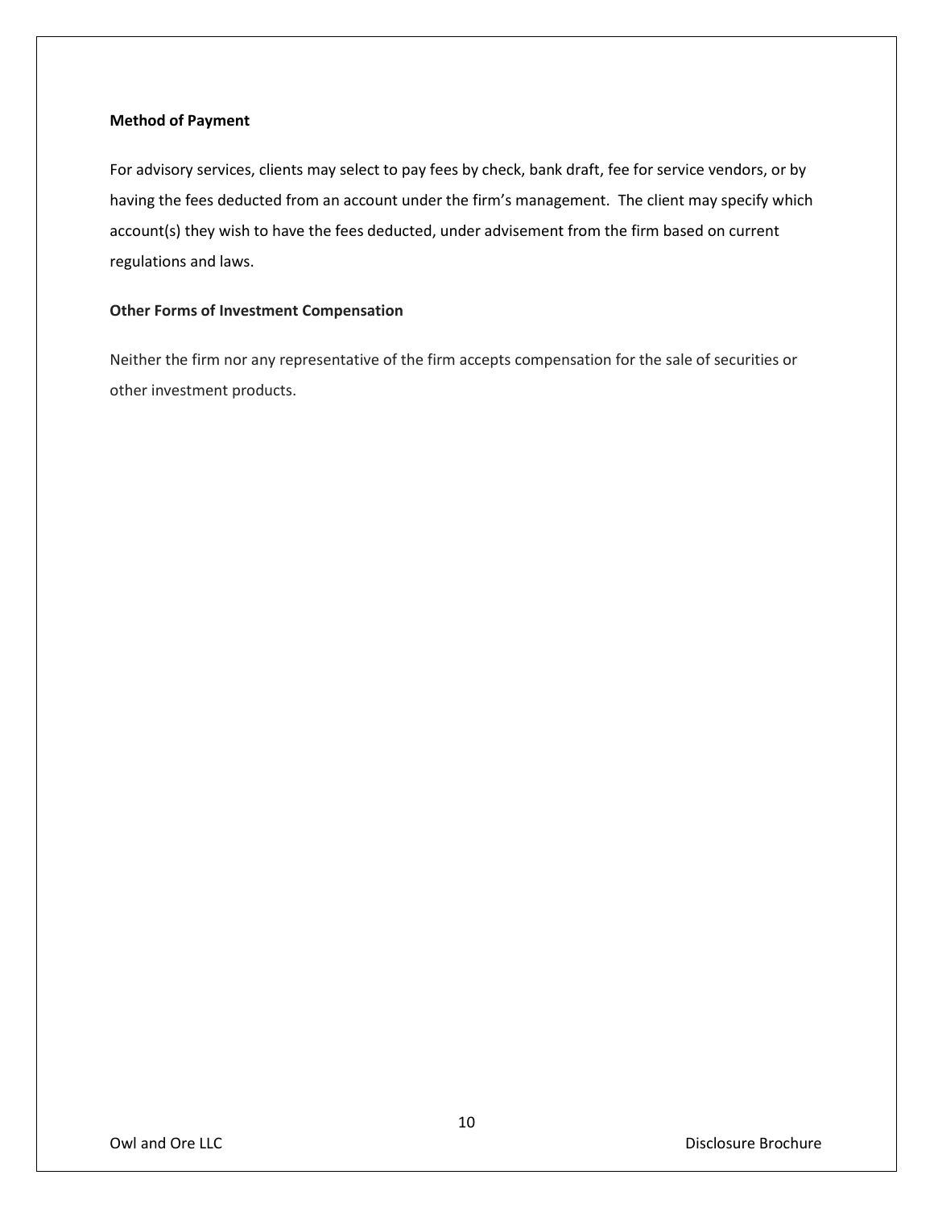**Method of Payment**

For advisory services, clients may select to pay fees by check, bank draft, fee for service vendors, or by having the fees deducted from an account under the firm's management. The client may specify which account(s) they wish to have the fees deducted, under advisement from the firm based on current regulations and laws.

**Other Forms of Investment Compensation**

Neither the firm nor any representative of the firm accepts compensation for the sale of securities or other investment products.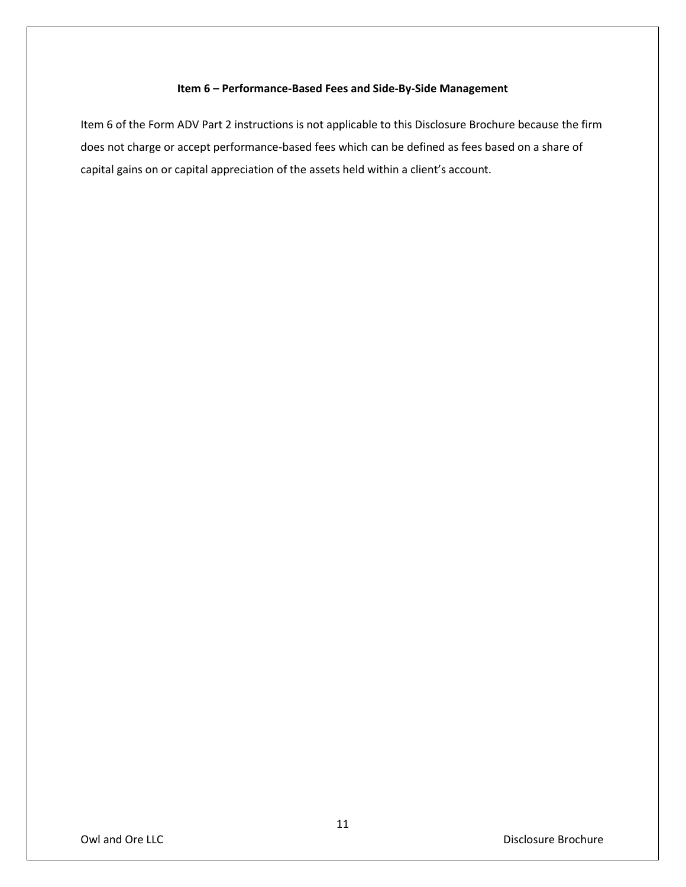## Item 6 – Performance-Based Fees and Side-By-Side Management

Item 6 of the Form ADV Part 2 instructions is not applicable to this Disclosure Brochure because the firm does not charge or accept performance-based fees which can be defined as fees based on a share of capital gains on or capital appreciation of the assets held within a client's account.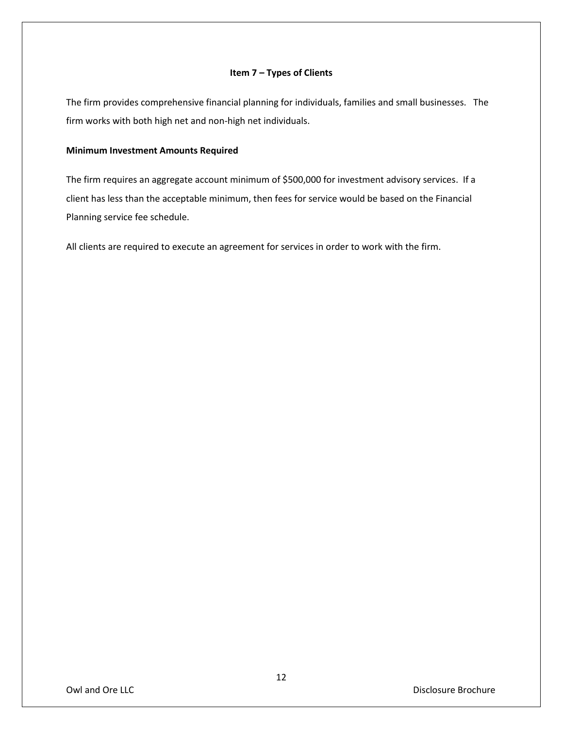## Item 7 – Types of Clients

The firm provides comprehensive financial planning for individuals, families and small businesses. The firm works with both high net and non-high net individuals.

**Minimum Investment Amounts Required**

The firm requires an aggregate account minimum of $500,000 for investment advisory services. If a client has less than the acceptable minimum, then fees for service would be based on the Financial Planning service fee schedule.

All clients are required to execute an agreement for services in order to work with the firm.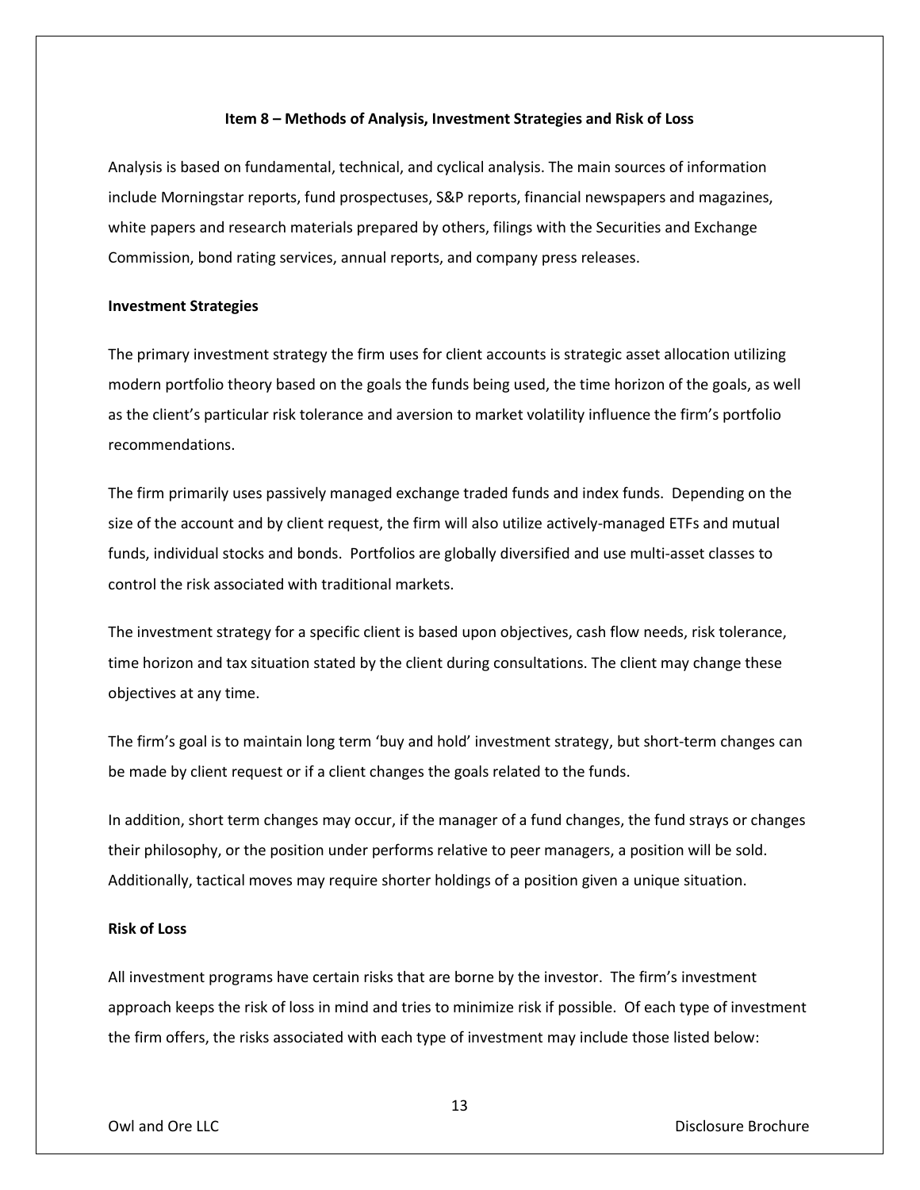## Item 8 – Methods of Analysis, Investment Strategies and Risk of Loss

Analysis is based on fundamental, technical, and cyclical analysis. The main sources of information include Morningstar reports, fund prospectuses, S&P reports, financial newspapers and magazines, white papers and research materials prepared by others, filings with the Securities and Exchange Commission, bond rating services, annual reports, and company press releases.

### Investment Strategies

The primary investment strategy the firm uses for client accounts is strategic asset allocation utilizing modern portfolio theory based on the goals the funds being used, the time horizon of the goals, as well as the client's particular risk tolerance and aversion to market volatility influence the firm's portfolio recommendations.

The firm primarily uses passively managed exchange traded funds and index funds. Depending on the size of the account and by client request, the firm will also utilize actively-managed ETFs and mutual funds, individual stocks and bonds. Portfolios are globally diversified and use multi-asset classes to control the risk associated with traditional markets.

The investment strategy for a specific client is based upon objectives, cash flow needs, risk tolerance, time horizon and tax situation stated by the client during consultations. The client may change these objectives at any time.

The firm's goal is to maintain long term 'buy and hold' investment strategy, but short-term changes can be made by client request or if a client changes the goals related to the funds.

In addition, short term changes may occur, if the manager of a fund changes, the fund strays or changes their philosophy, or the position under performs relative to peer managers, a position will be sold. Additionally, tactical moves may require shorter holdings of a position given a unique situation.

### Risk of Loss

All investment programs have certain risks that are borne by the investor. The firm's investment approach keeps the risk of loss in mind and tries to minimize risk if possible. Of each type of investment the firm offers, the risks associated with each type of investment may include those listed below: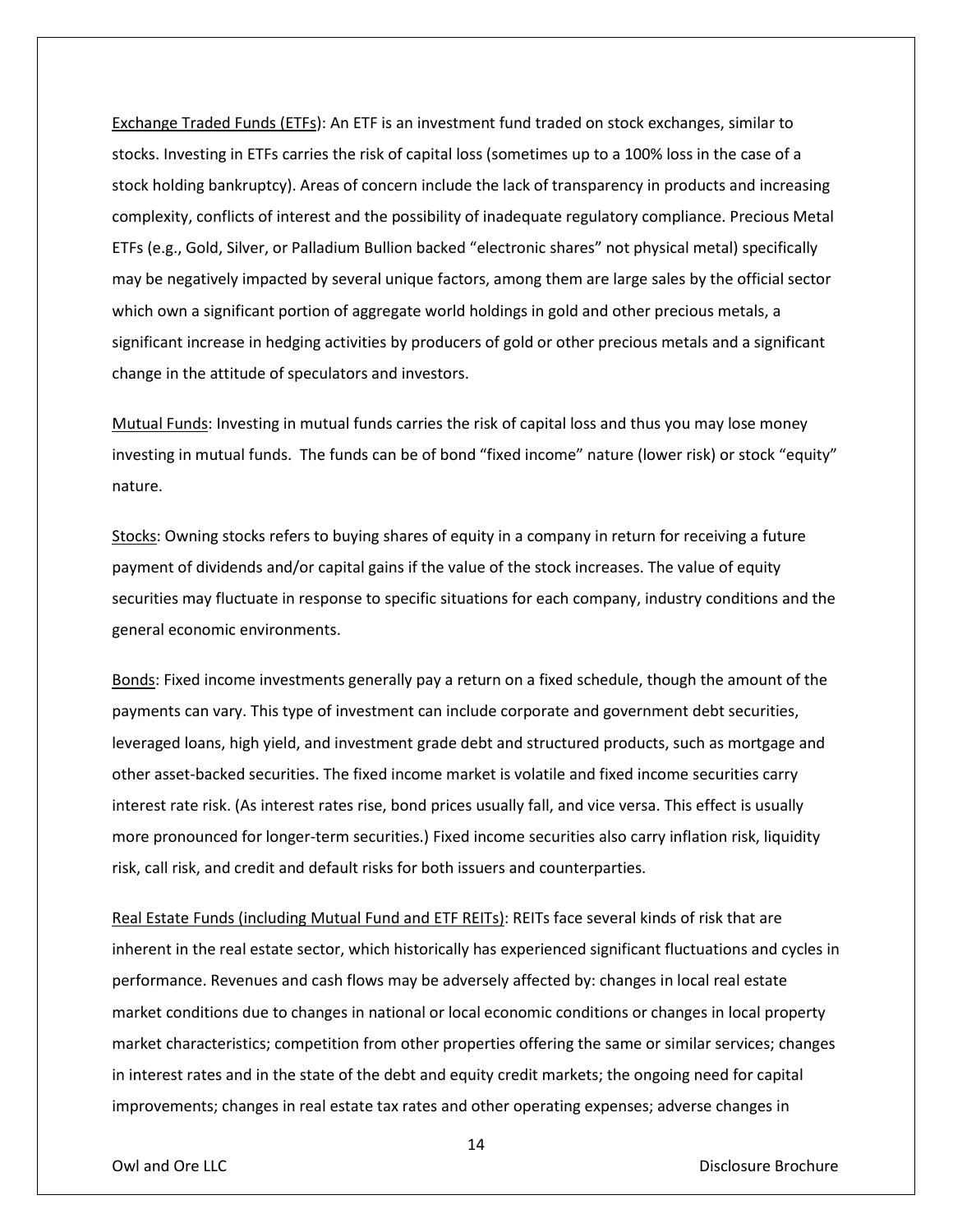<u>Exchange Traded Funds (ETFs)</u>: An ETF is an investment fund traded on stock exchanges, similar to stocks. Investing in ETFs carries the risk of capital loss (sometimes up to a 100% loss in the case of a stock holding bankruptcy). Areas of concern include the lack of transparency in products and increasing complexity, conflicts of interest and the possibility of inadequate regulatory compliance. Precious Metal ETFs (e.g., Gold, Silver, or Palladium Bullion backed "electronic shares" not physical metal) specifically may be negatively impacted by several unique factors, among them are large sales by the official sector which own a significant portion of aggregate world holdings in gold and other precious metals, a significant increase in hedging activities by producers of gold or other precious metals and a significant change in the attitude of speculators and investors.

<u>Mutual Funds</u>: Investing in mutual funds carries the risk of capital loss and thus you may lose money investing in mutual funds. The funds can be of bond "fixed income" nature (lower risk) or stock "equity" nature.

<u>Stocks</u>: Owning stocks refers to buying shares of equity in a company in return for receiving a future payment of dividends and/or capital gains if the value of the stock increases. The value of equity securities may fluctuate in response to specific situations for each company, industry conditions and the general economic environments.

<u>Bonds</u>: Fixed income investments generally pay a return on a fixed schedule, though the amount of the payments can vary. This type of investment can include corporate and government debt securities, leveraged loans, high yield, and investment grade debt and structured products, such as mortgage and other asset-backed securities. The fixed income market is volatile and fixed income securities carry interest rate risk. (As interest rates rise, bond prices usually fall, and vice versa. This effect is usually more pronounced for longer-term securities.) Fixed income securities also carry inflation risk, liquidity risk, call risk, and credit and default risks for both issuers and counterparties.

<u>Real Estate Funds (including Mutual Fund and ETF REITs)</u>: REITs face several kinds of risk that are inherent in the real estate sector, which historically has experienced significant fluctuations and cycles in performance. Revenues and cash flows may be adversely affected by: changes in local real estate market conditions due to changes in national or local economic conditions or changes in local property market characteristics; competition from other properties offering the same or similar services; changes in interest rates and in the state of the debt and equity credit markets; the ongoing need for capital improvements; changes in real estate tax rates and other operating expenses; adverse changes in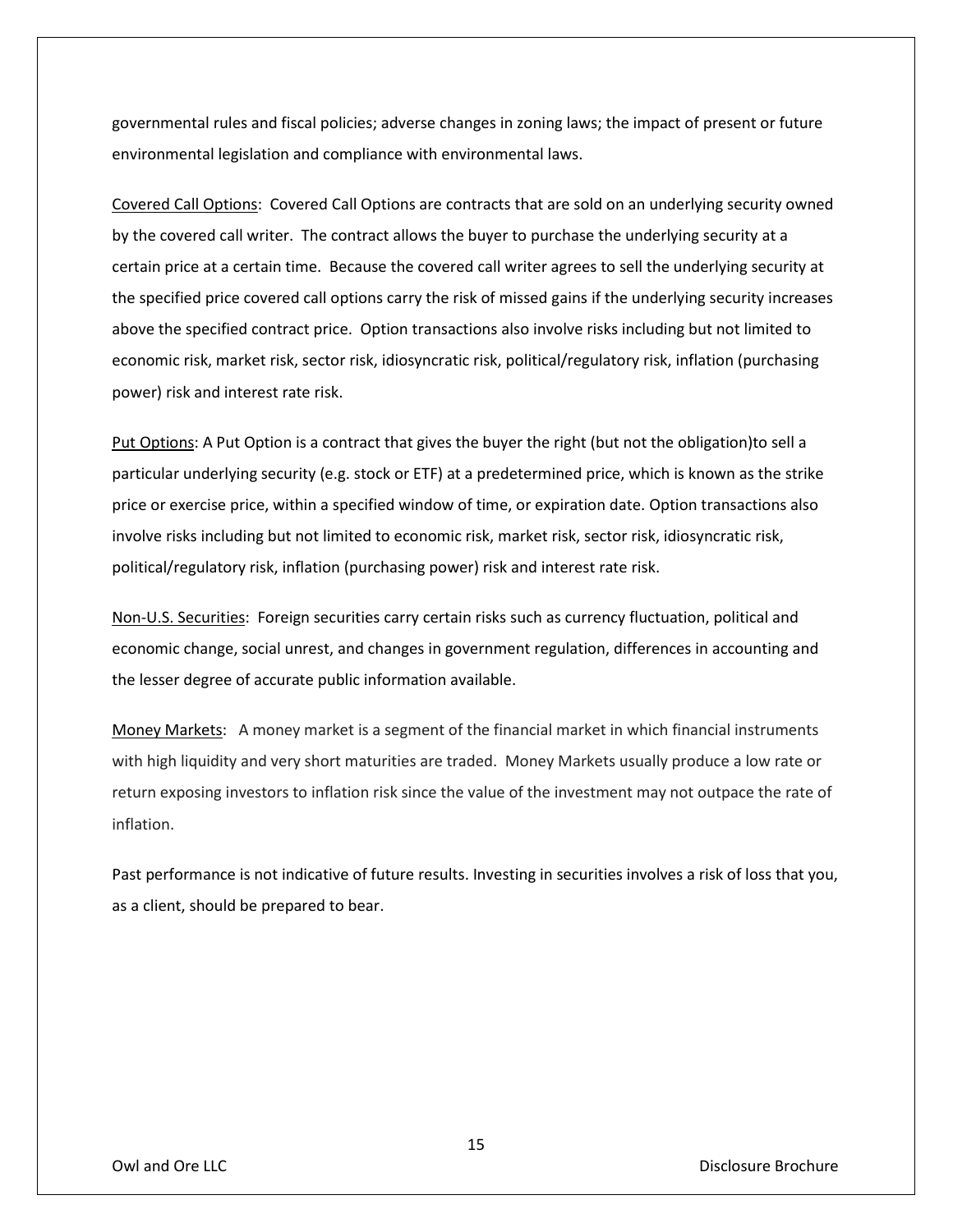governmental rules and fiscal policies; adverse changes in zoning laws; the impact of present or future environmental legislation and compliance with environmental laws.

<u>Covered Call Options</u>: Covered Call Options are contracts that are sold on an underlying security owned by the covered call writer. The contract allows the buyer to purchase the underlying security at a certain price at a certain time. Because the covered call writer agrees to sell the underlying security at the specified price covered call options carry the risk of missed gains if the underlying security increases above the specified contract price. Option transactions also involve risks including but not limited to economic risk, market risk, sector risk, idiosyncratic risk, political/regulatory risk, inflation (purchasing power) risk and interest rate risk.

<u>Put Options</u>: A Put Option is a contract that gives the buyer the right (but not the obligation)to sell a particular underlying security (e.g. stock or ETF) at a predetermined price, which is known as the strike price or exercise price, within a specified window of time, or expiration date. Option transactions also involve risks including but not limited to economic risk, market risk, sector risk, idiosyncratic risk, political/regulatory risk, inflation (purchasing power) risk and interest rate risk.

<u>Non-U.S. Securities</u>: Foreign securities carry certain risks such as currency fluctuation, political and economic change, social unrest, and changes in government regulation, differences in accounting and the lesser degree of accurate public information available.

<u>Money Markets</u>: A money market is a segment of the financial market in which financial instruments with high liquidity and very short maturities are traded. Money Markets usually produce a low rate or return exposing investors to inflation risk since the value of the investment may not outpace the rate of inflation.

Past performance is not indicative of future results. Investing in securities involves a risk of loss that you, as a client, should be prepared to bear.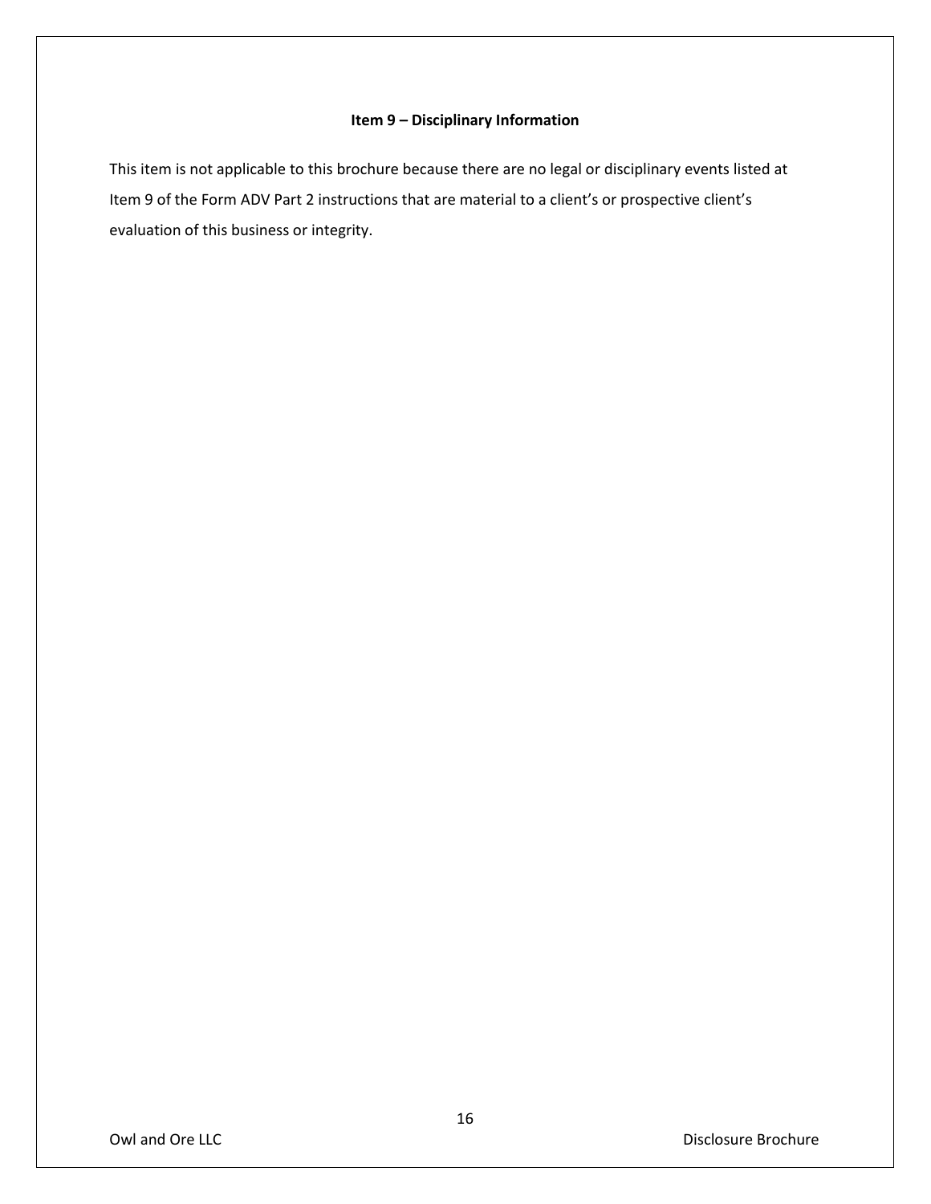### Item 9 – Disciplinary Information

This item is not applicable to this brochure because there are no legal or disciplinary events listed at Item 9 of the Form ADV Part 2 instructions that are material to a client's or prospective client's evaluation of this business or integrity.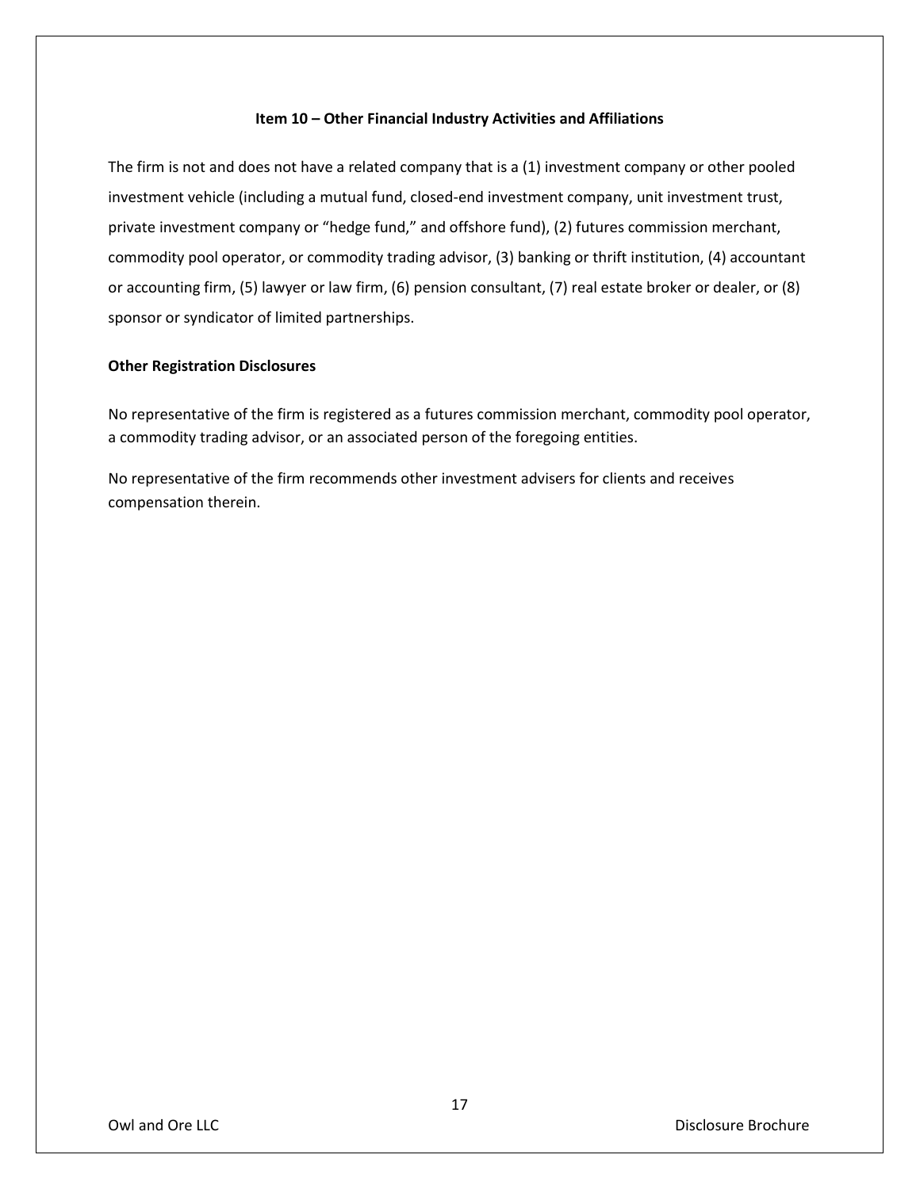## Item 10 – Other Financial Industry Activities and Affiliations

The firm is not and does not have a related company that is a (1) investment company or other pooled investment vehicle (including a mutual fund, closed-end investment company, unit investment trust, private investment company or "hedge fund," and offshore fund), (2) futures commission merchant, commodity pool operator, or commodity trading advisor, (3) banking or thrift institution, (4) accountant or accounting firm, (5) lawyer or law firm, (6) pension consultant, (7) real estate broker or dealer, or (8) sponsor or syndicator of limited partnerships.

### Other Registration Disclosures

No representative of the firm is registered as a futures commission merchant, commodity pool operator, a commodity trading advisor, or an associated person of the foregoing entities.

No representative of the firm recommends other investment advisers for clients and receives compensation therein.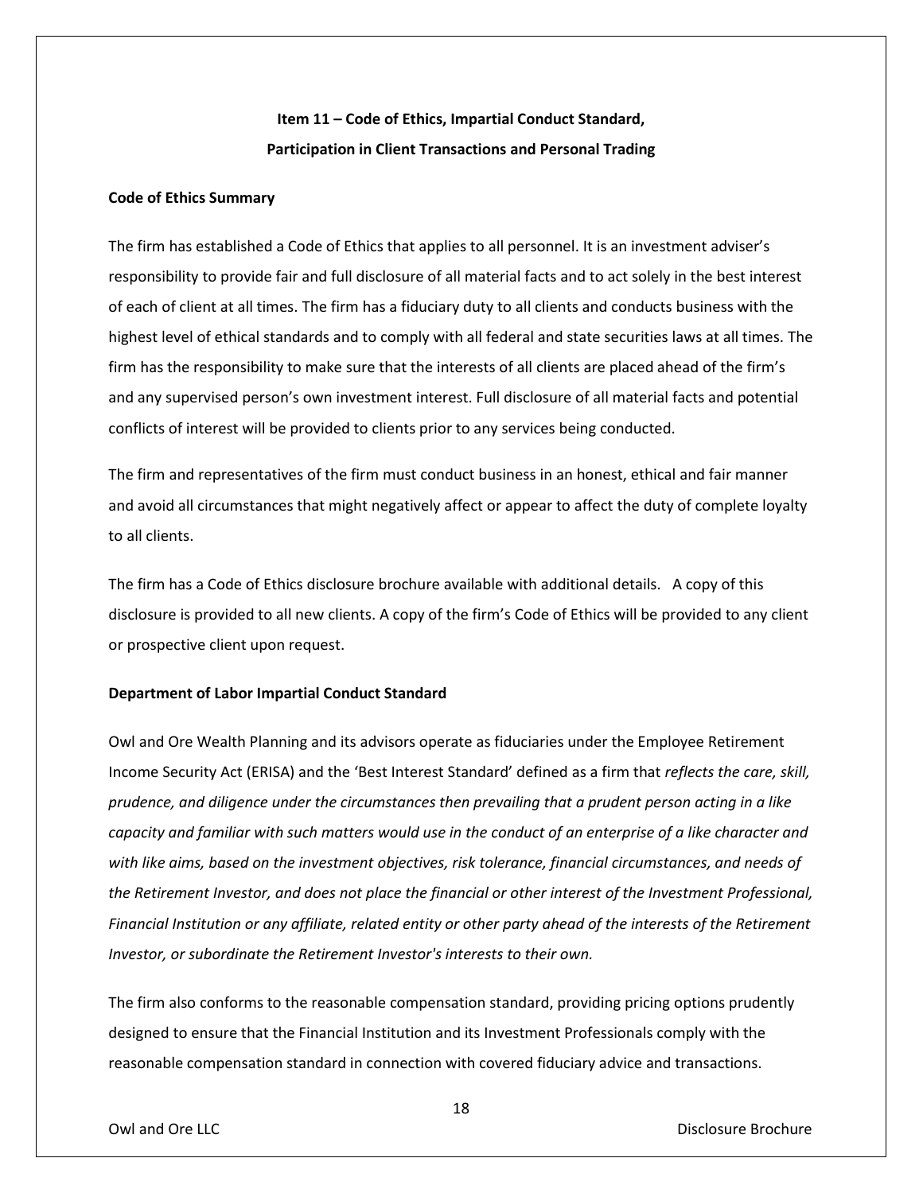## Item 11 – Code of Ethics, Impartial Conduct Standard, Participation in Client Transactions and Personal Trading

**Code of Ethics Summary**

The firm has established a Code of Ethics that applies to all personnel. It is an investment adviser's responsibility to provide fair and full disclosure of all material facts and to act solely in the best interest of each of client at all times. The firm has a fiduciary duty to all clients and conducts business with the highest level of ethical standards and to comply with all federal and state securities laws at all times. The firm has the responsibility to make sure that the interests of all clients are placed ahead of the firm's and any supervised person's own investment interest. Full disclosure of all material facts and potential conflicts of interest will be provided to clients prior to any services being conducted.

The firm and representatives of the firm must conduct business in an honest, ethical and fair manner and avoid all circumstances that might negatively affect or appear to affect the duty of complete loyalty to all clients.

The firm has a Code of Ethics disclosure brochure available with additional details. A copy of this disclosure is provided to all new clients. A copy of the firm's Code of Ethics will be provided to any client or prospective client upon request.

**Department of Labor Impartial Conduct Standard**

Owl and Ore Wealth Planning and its advisors operate as fiduciaries under the Employee Retirement Income Security Act (ERISA) and the 'Best Interest Standard' defined as a firm that *reflects the care, skill, prudence, and diligence under the circumstances then prevailing that a prudent person acting in a like capacity and familiar with such matters would use in the conduct of an enterprise of a like character and with like aims, based on the investment objectives, risk tolerance, financial circumstances, and needs of the Retirement Investor, and does not place the financial or other interest of the Investment Professional, Financial Institution or any affiliate, related entity or other party ahead of the interests of the Retirement Investor, or subordinate the Retirement Investor's interests to their own.*

The firm also conforms to the reasonable compensation standard, providing pricing options prudently designed to ensure that the Financial Institution and its Investment Professionals comply with the reasonable compensation standard in connection with covered fiduciary advice and transactions.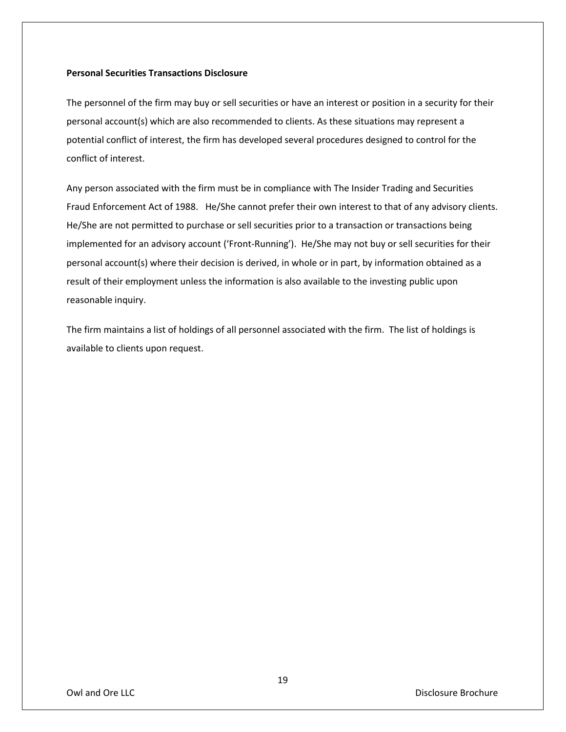**Personal Securities Transactions Disclosure**

The personnel of the firm may buy or sell securities or have an interest or position in a security for their personal account(s) which are also recommended to clients. As these situations may represent a potential conflict of interest, the firm has developed several procedures designed to control for the conflict of interest.

Any person associated with the firm must be in compliance with The Insider Trading and Securities Fraud Enforcement Act of 1988. He/She cannot prefer their own interest to that of any advisory clients. He/She are not permitted to purchase or sell securities prior to a transaction or transactions being implemented for an advisory account ('Front-Running'). He/She may not buy or sell securities for their personal account(s) where their decision is derived, in whole or in part, by information obtained as a result of their employment unless the information is also available to the investing public upon reasonable inquiry.

The firm maintains a list of holdings of all personnel associated with the firm. The list of holdings is available to clients upon request.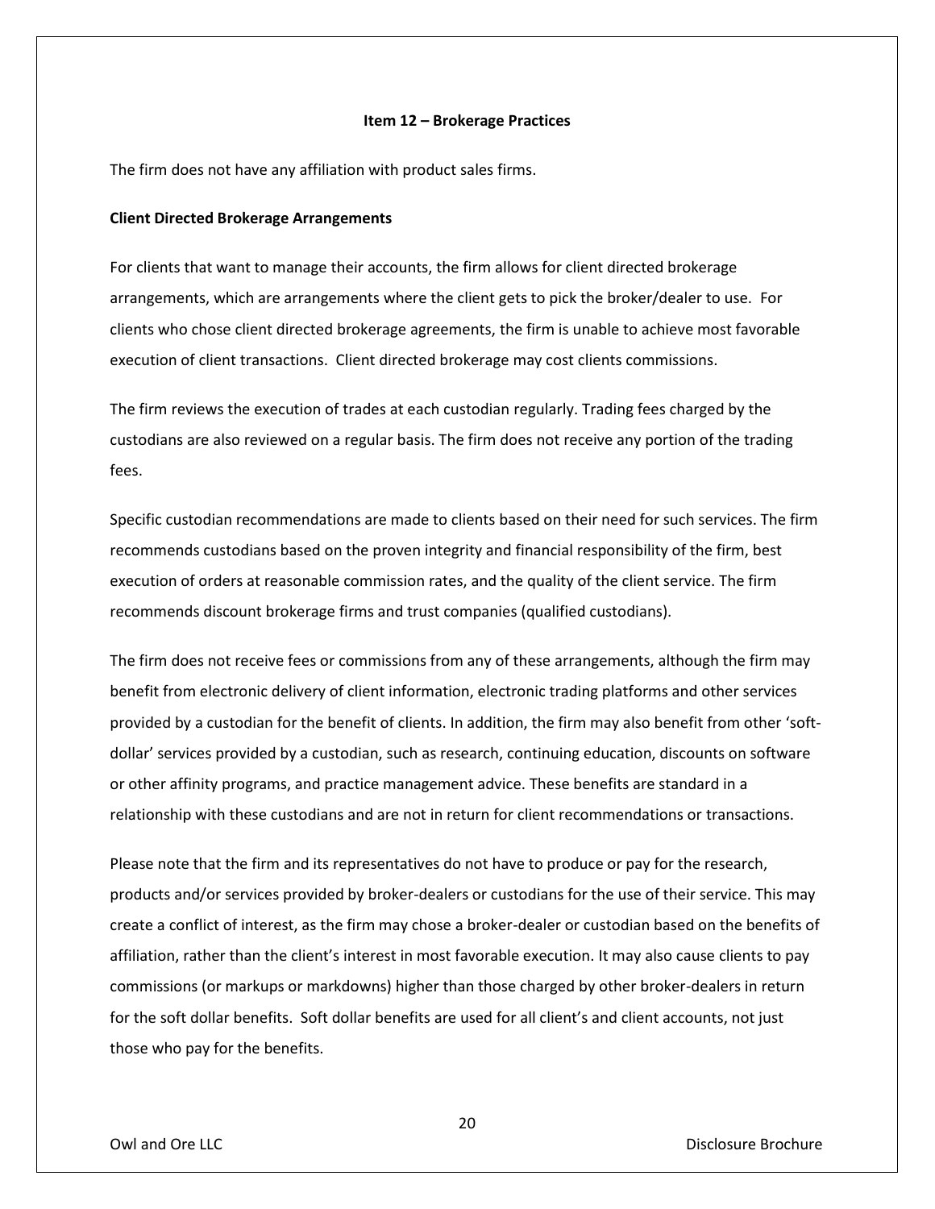## Item 12 – Brokerage Practices

The firm does not have any affiliation with product sales firms.

**Client Directed Brokerage Arrangements**

For clients that want to manage their accounts, the firm allows for client directed brokerage arrangements, which are arrangements where the client gets to pick the broker/dealer to use. For clients who chose client directed brokerage agreements, the firm is unable to achieve most favorable execution of client transactions. Client directed brokerage may cost clients commissions.

The firm reviews the execution of trades at each custodian regularly. Trading fees charged by the custodians are also reviewed on a regular basis. The firm does not receive any portion of the trading fees.

Specific custodian recommendations are made to clients based on their need for such services. The firm recommends custodians based on the proven integrity and financial responsibility of the firm, best execution of orders at reasonable commission rates, and the quality of the client service. The firm recommends discount brokerage firms and trust companies (qualified custodians).

The firm does not receive fees or commissions from any of these arrangements, although the firm may benefit from electronic delivery of client information, electronic trading platforms and other services provided by a custodian for the benefit of clients. In addition, the firm may also benefit from other 'soft-dollar' services provided by a custodian, such as research, continuing education, discounts on software or other affinity programs, and practice management advice. These benefits are standard in a relationship with these custodians and are not in return for client recommendations or transactions.

Please note that the firm and its representatives do not have to produce or pay for the research, products and/or services provided by broker-dealers or custodians for the use of their service. This may create a conflict of interest, as the firm may chose a broker-dealer or custodian based on the benefits of affiliation, rather than the client's interest in most favorable execution. It may also cause clients to pay commissions (or markups or markdowns) higher than those charged by other broker-dealers in return for the soft dollar benefits. Soft dollar benefits are used for all client's and client accounts, not just those who pay for the benefits.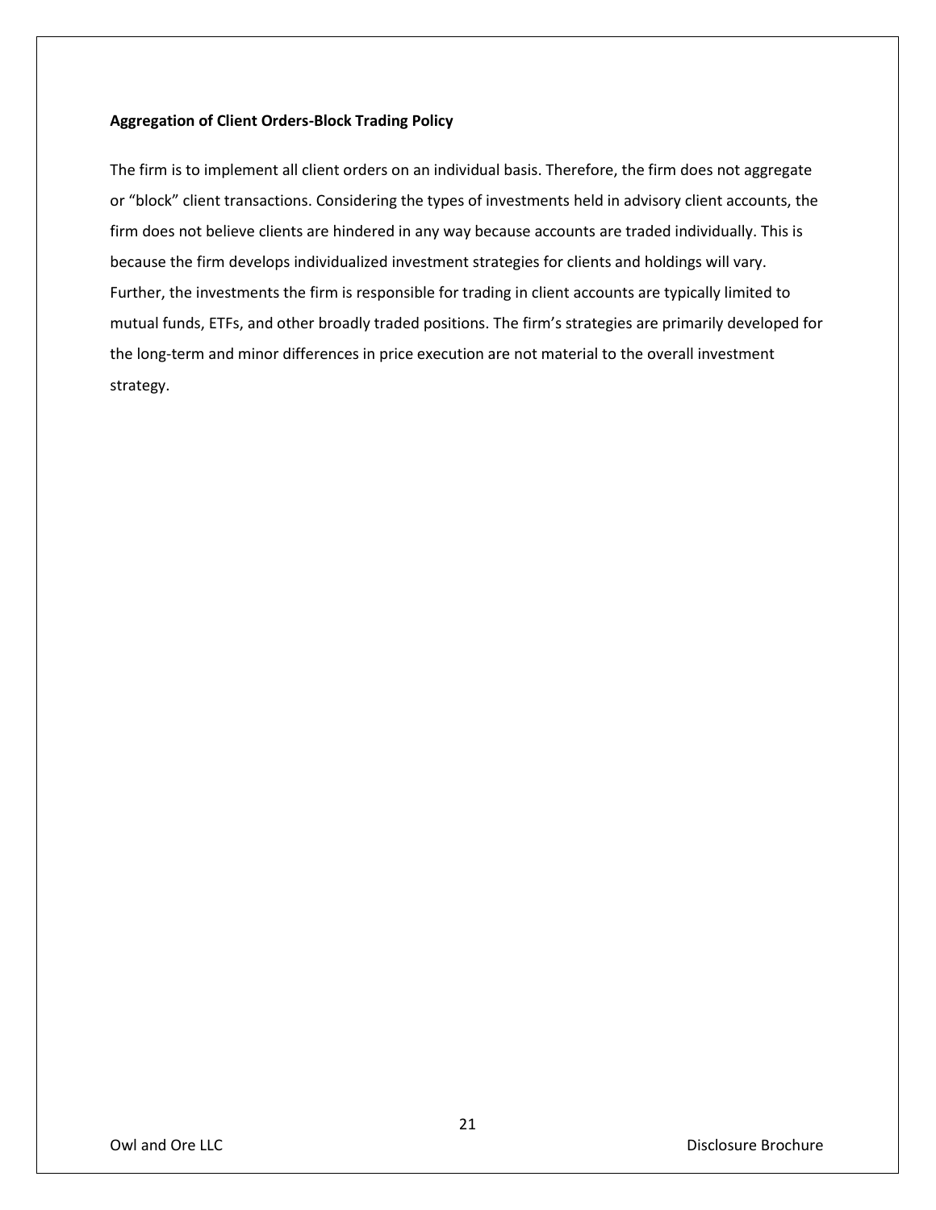**Aggregation of Client Orders-Block Trading Policy**

The firm is to implement all client orders on an individual basis. Therefore, the firm does not aggregate or "block" client transactions. Considering the types of investments held in advisory client accounts, the firm does not believe clients are hindered in any way because accounts are traded individually. This is because the firm develops individualized investment strategies for clients and holdings will vary. Further, the investments the firm is responsible for trading in client accounts are typically limited to mutual funds, ETFs, and other broadly traded positions. The firm's strategies are primarily developed for the long-term and minor differences in price execution are not material to the overall investment strategy.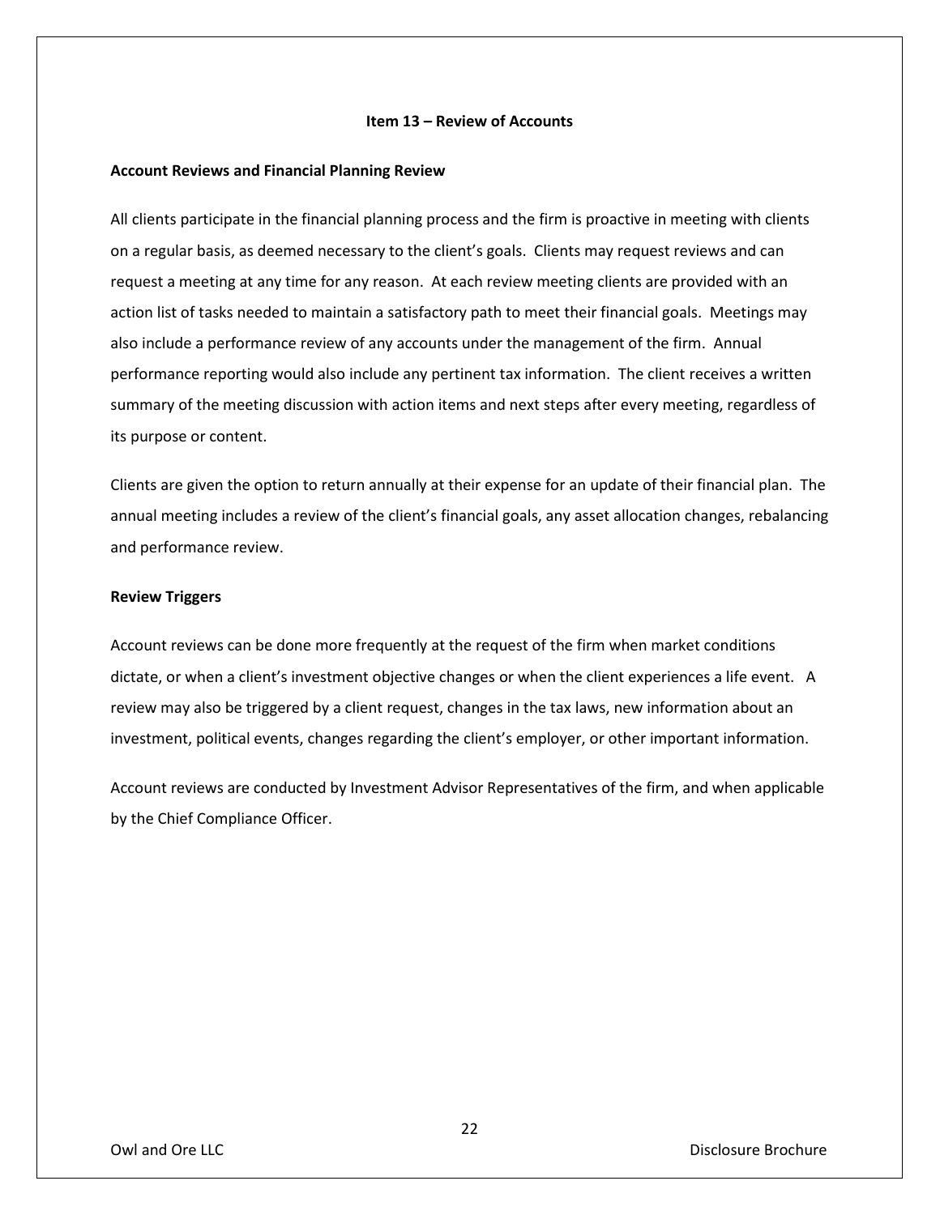## Item 13 – Review of Accounts

### Account Reviews and Financial Planning Review

All clients participate in the financial planning process and the firm is proactive in meeting with clients on a regular basis, as deemed necessary to the client's goals. Clients may request reviews and can request a meeting at any time for any reason. At each review meeting clients are provided with an action list of tasks needed to maintain a satisfactory path to meet their financial goals. Meetings may also include a performance review of any accounts under the management of the firm. Annual performance reporting would also include any pertinent tax information. The client receives a written summary of the meeting discussion with action items and next steps after every meeting, regardless of its purpose or content.

Clients are given the option to return annually at their expense for an update of their financial plan. The annual meeting includes a review of the client's financial goals, any asset allocation changes, rebalancing and performance review.

### Review Triggers

Account reviews can be done more frequently at the request of the firm when market conditions dictate, or when a client's investment objective changes or when the client experiences a life event. A review may also be triggered by a client request, changes in the tax laws, new information about an investment, political events, changes regarding the client's employer, or other important information.

Account reviews are conducted by Investment Advisor Representatives of the firm, and when applicable by the Chief Compliance Officer.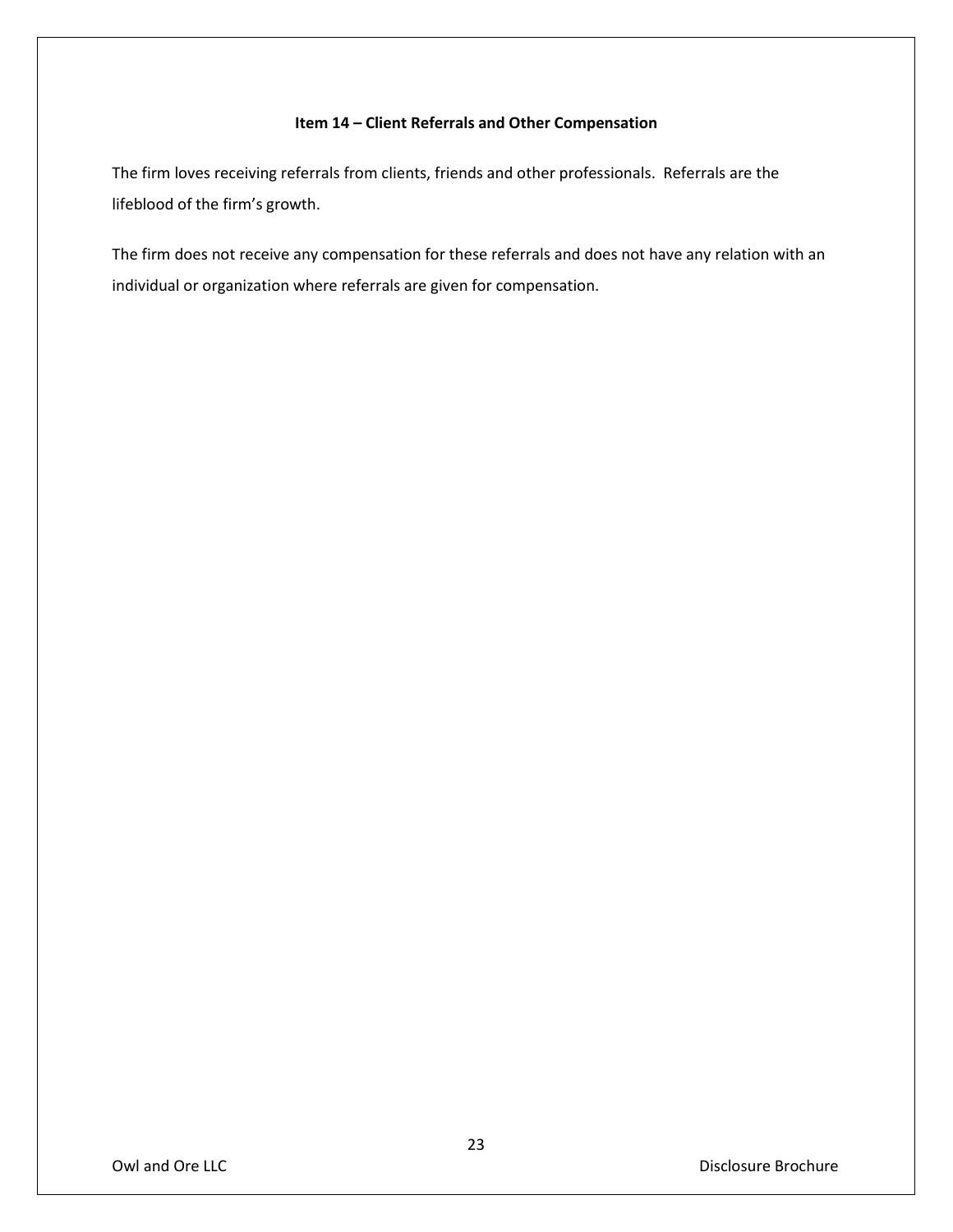## Item 14 – Client Referrals and Other Compensation

The firm loves receiving referrals from clients, friends and other professionals. Referrals are the lifeblood of the firm's growth.

The firm does not receive any compensation for these referrals and does not have any relation with an individual or organization where referrals are given for compensation.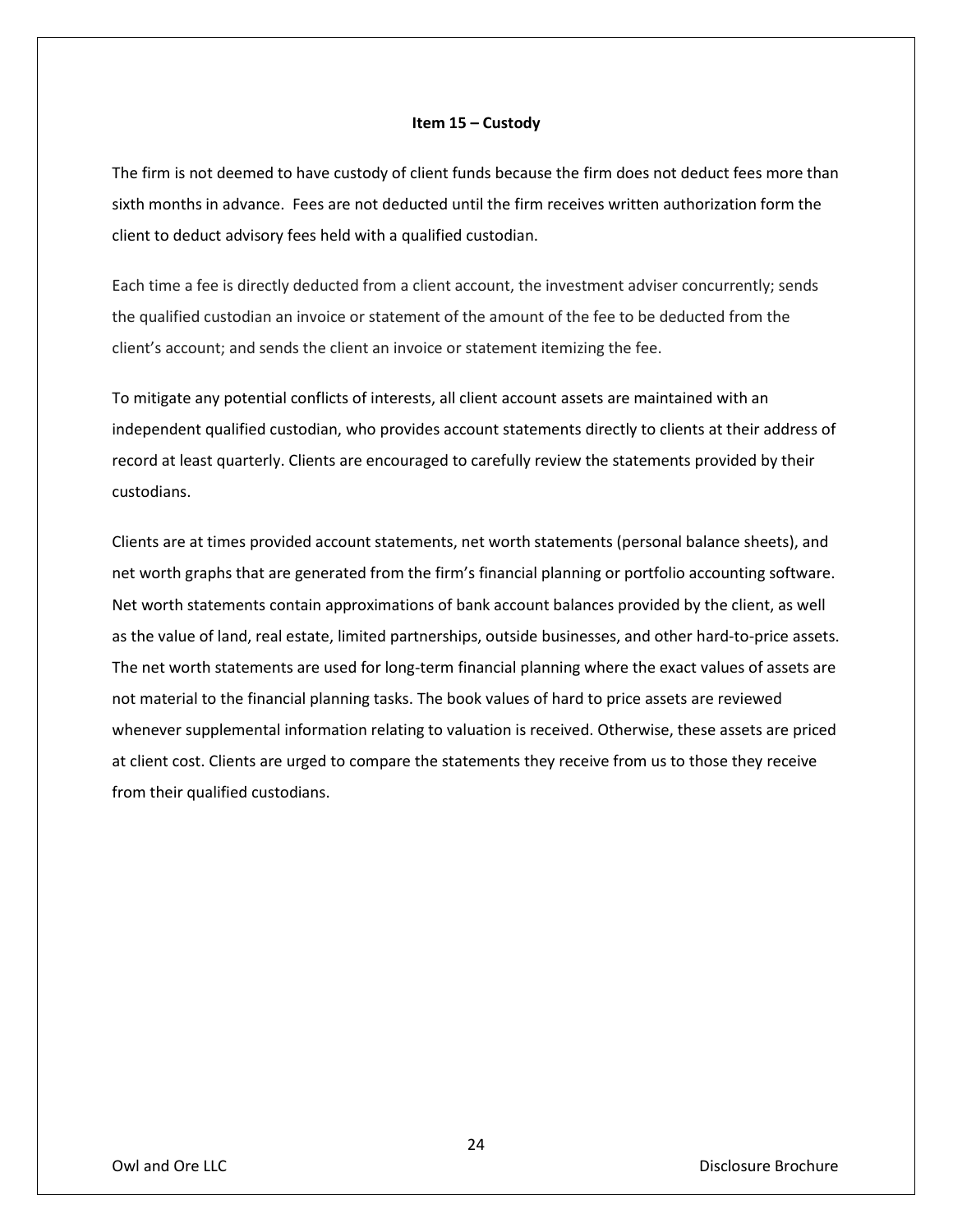## Item 15 – Custody

The firm is not deemed to have custody of client funds because the firm does not deduct fees more than sixth months in advance. Fees are not deducted until the firm receives written authorization form the client to deduct advisory fees held with a qualified custodian.

Each time a fee is directly deducted from a client account, the investment adviser concurrently; sends the qualified custodian an invoice or statement of the amount of the fee to be deducted from the client's account; and sends the client an invoice or statement itemizing the fee.

To mitigate any potential conflicts of interests, all client account assets are maintained with an independent qualified custodian, who provides account statements directly to clients at their address of record at least quarterly. Clients are encouraged to carefully review the statements provided by their custodians.

Clients are at times provided account statements, net worth statements (personal balance sheets), and net worth graphs that are generated from the firm's financial planning or portfolio accounting software. Net worth statements contain approximations of bank account balances provided by the client, as well as the value of land, real estate, limited partnerships, outside businesses, and other hard-to-price assets. The net worth statements are used for long-term financial planning where the exact values of assets are not material to the financial planning tasks. The book values of hard to price assets are reviewed whenever supplemental information relating to valuation is received. Otherwise, these assets are priced at client cost. Clients are urged to compare the statements they receive from us to those they receive from their qualified custodians.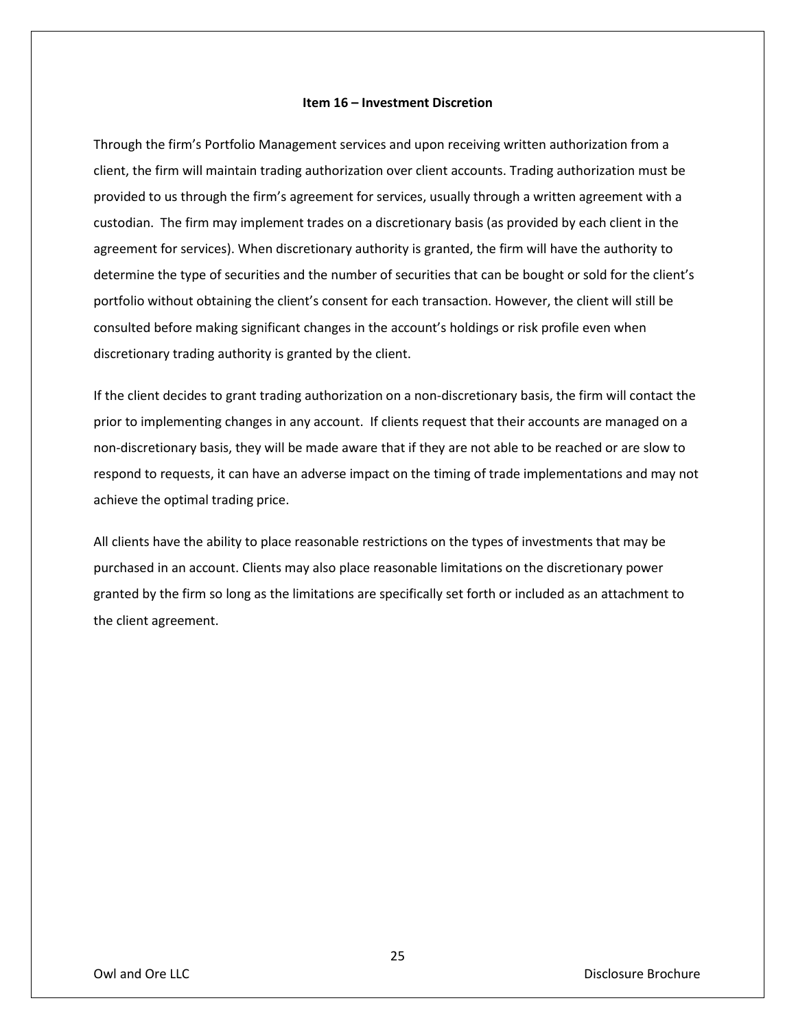## Item 16 – Investment Discretion

Through the firm's Portfolio Management services and upon receiving written authorization from a client, the firm will maintain trading authorization over client accounts. Trading authorization must be provided to us through the firm's agreement for services, usually through a written agreement with a custodian. The firm may implement trades on a discretionary basis (as provided by each client in the agreement for services). When discretionary authority is granted, the firm will have the authority to determine the type of securities and the number of securities that can be bought or sold for the client's portfolio without obtaining the client's consent for each transaction. However, the client will still be consulted before making significant changes in the account's holdings or risk profile even when discretionary trading authority is granted by the client.

If the client decides to grant trading authorization on a non-discretionary basis, the firm will contact the prior to implementing changes in any account. If clients request that their accounts are managed on a non-discretionary basis, they will be made aware that if they are not able to be reached or are slow to respond to requests, it can have an adverse impact on the timing of trade implementations and may not achieve the optimal trading price.

All clients have the ability to place reasonable restrictions on the types of investments that may be purchased in an account. Clients may also place reasonable limitations on the discretionary power granted by the firm so long as the limitations are specifically set forth or included as an attachment to the client agreement.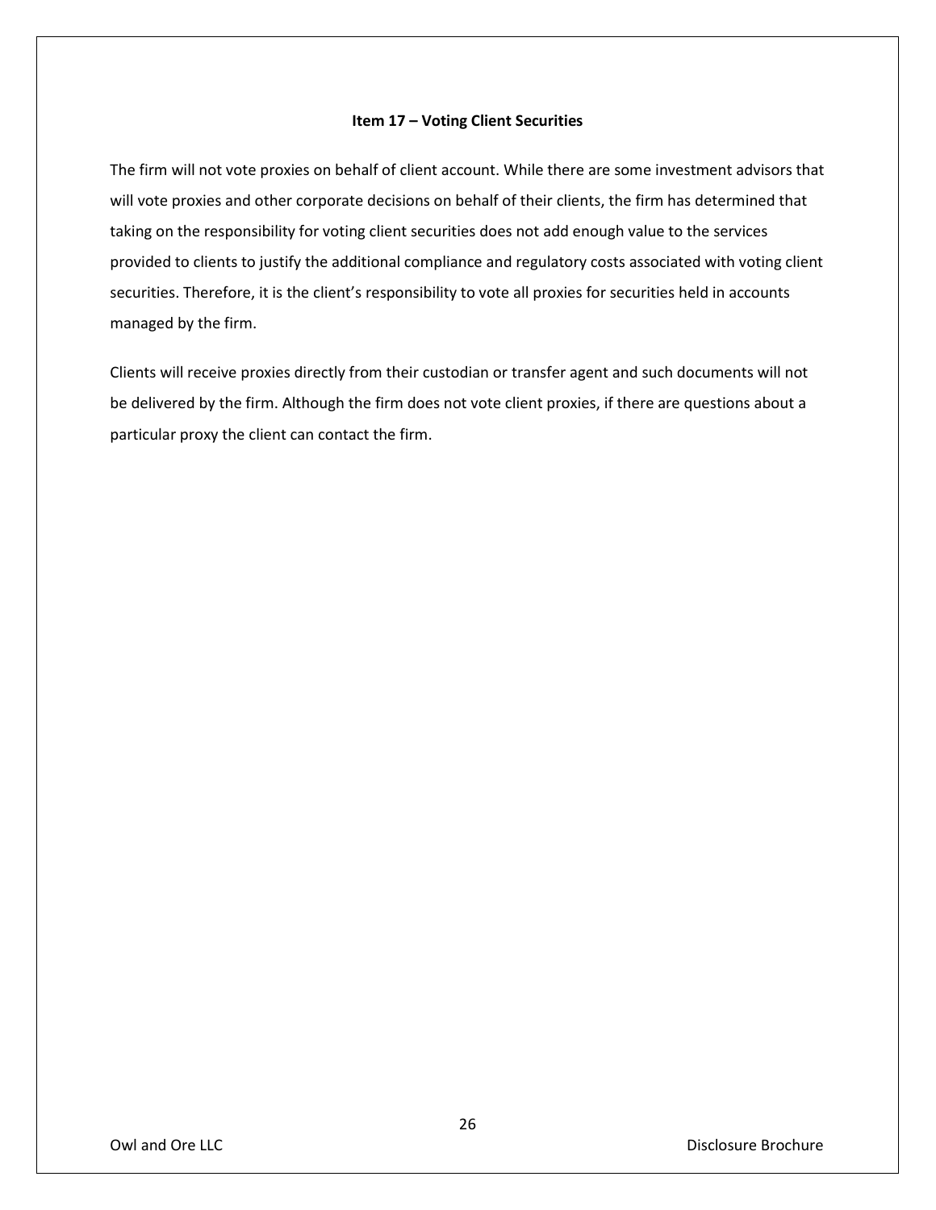## Item 17 – Voting Client Securities

The firm will not vote proxies on behalf of client account. While there are some investment advisors that will vote proxies and other corporate decisions on behalf of their clients, the firm has determined that taking on the responsibility for voting client securities does not add enough value to the services provided to clients to justify the additional compliance and regulatory costs associated with voting client securities. Therefore, it is the client's responsibility to vote all proxies for securities held in accounts managed by the firm.

Clients will receive proxies directly from their custodian or transfer agent and such documents will not be delivered by the firm. Although the firm does not vote client proxies, if there are questions about a particular proxy the client can contact the firm.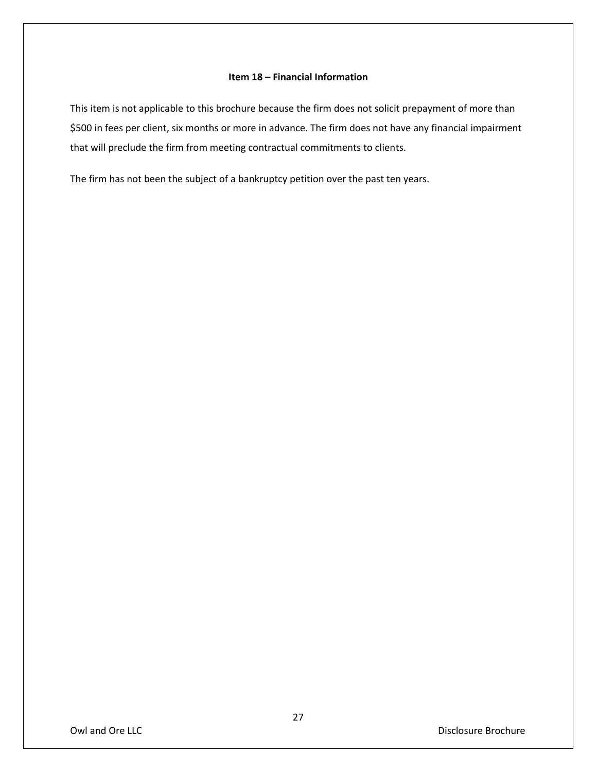## Item 18 – Financial Information

This item is not applicable to this brochure because the firm does not solicit prepayment of more than $500 in fees per client, six months or more in advance. The firm does not have any financial impairment that will preclude the firm from meeting contractual commitments to clients.

The firm has not been the subject of a bankruptcy petition over the past ten years.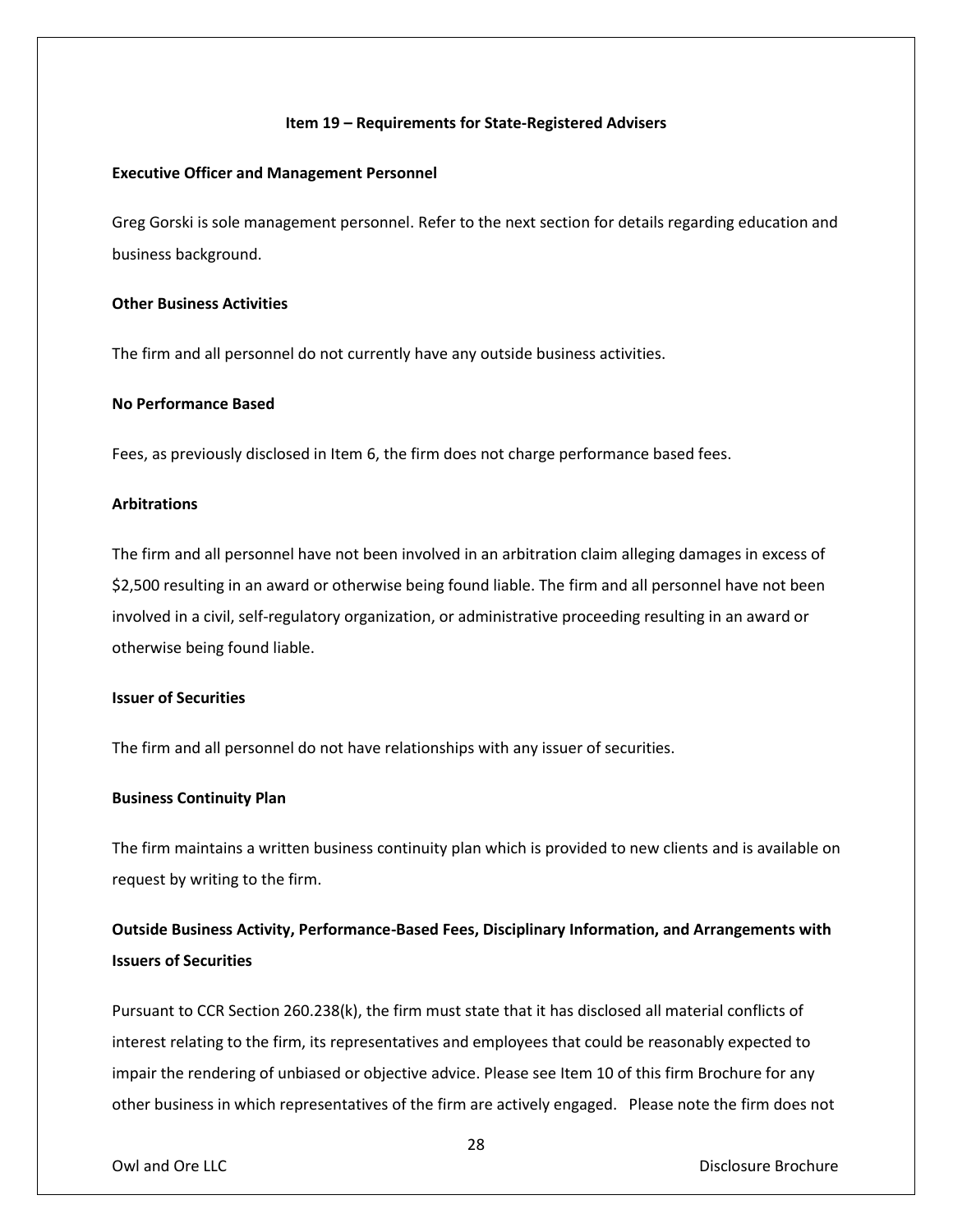## Item 19 – Requirements for State-Registered Advisers

**Executive Officer and Management Personnel**

Greg Gorski is sole management personnel. Refer to the next section for details regarding education and business background.

**Other Business Activities**

The firm and all personnel do not currently have any outside business activities.

**No Performance Based**

Fees, as previously disclosed in Item 6, the firm does not charge performance based fees.

**Arbitrations**

The firm and all personnel have not been involved in an arbitration claim alleging damages in excess of $2,500 resulting in an award or otherwise being found liable. The firm and all personnel have not been involved in a civil, self-regulatory organization, or administrative proceeding resulting in an award or otherwise being found liable.

**Issuer of Securities**

The firm and all personnel do not have relationships with any issuer of securities.

**Business Continuity Plan**

The firm maintains a written business continuity plan which is provided to new clients and is available on request by writing to the firm.

**Outside Business Activity, Performance-Based Fees, Disciplinary Information, and Arrangements with Issuers of Securities**

Pursuant to CCR Section 260.238(k), the firm must state that it has disclosed all material conflicts of interest relating to the firm, its representatives and employees that could be reasonably expected to impair the rendering of unbiased or objective advice. Please see Item 10 of this firm Brochure for any other business in which representatives of the firm are actively engaged. Please note the firm does not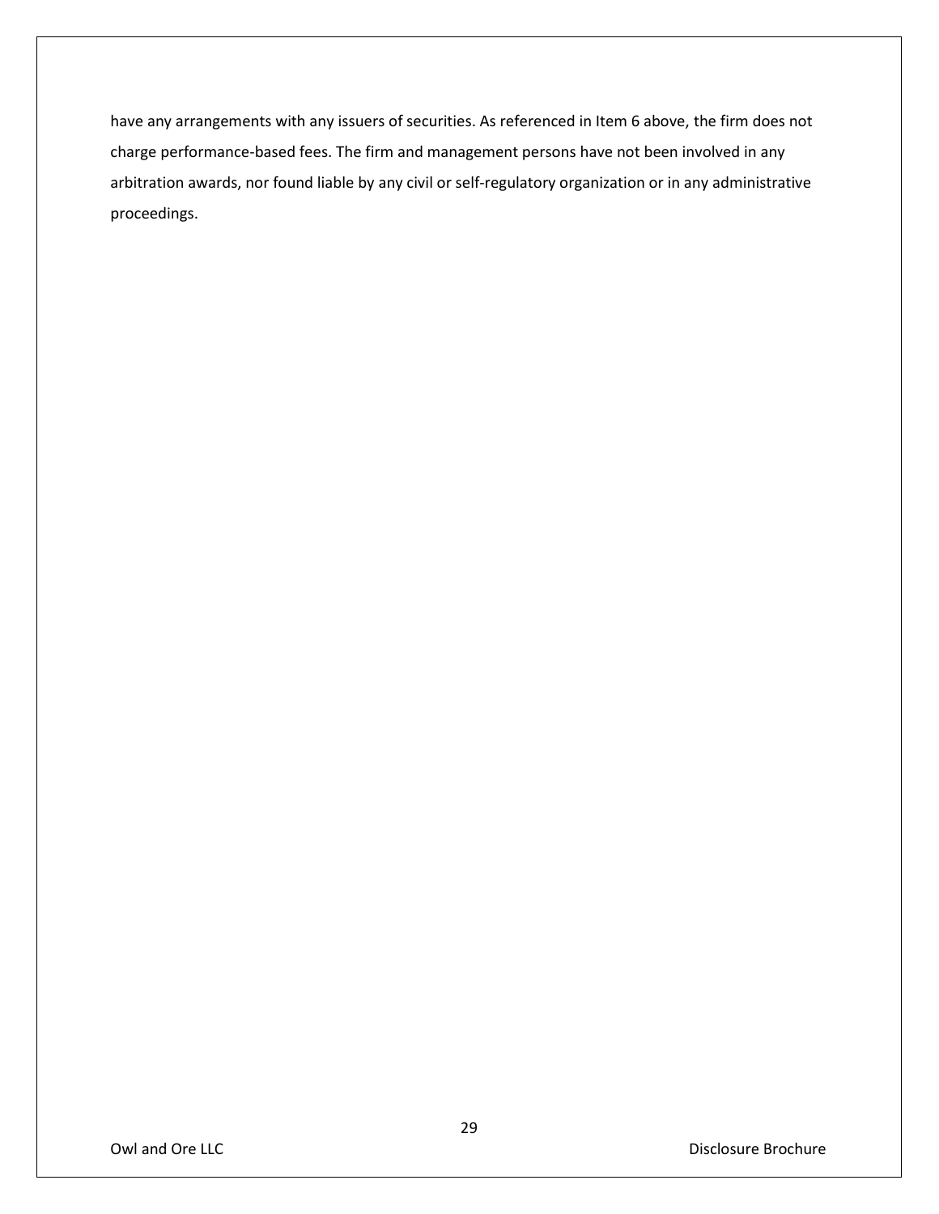have any arrangements with any issuers of securities. As referenced in Item 6 above, the firm does not charge performance-based fees. The firm and management persons have not been involved in any arbitration awards, nor found liable by any civil or self-regulatory organization or in any administrative proceedings.